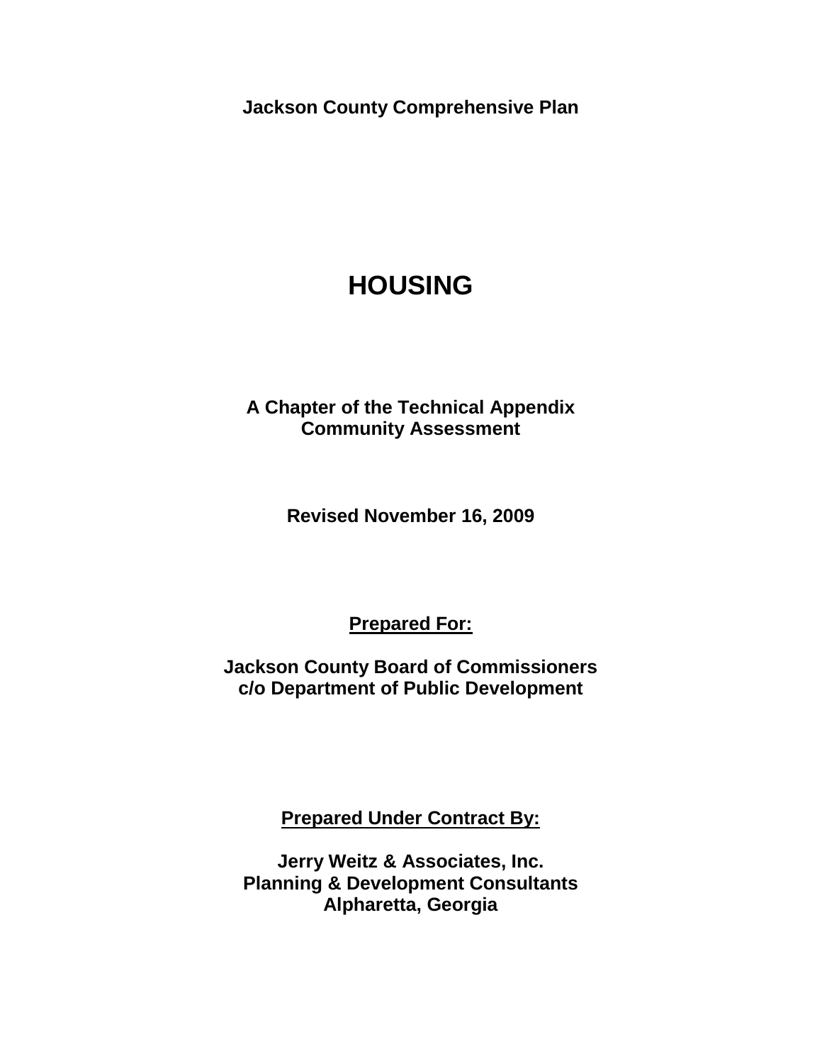**Jackson County Comprehensive Plan**

# HOUSING

**A Chapter of the Technical Appendix**
**Community Assessment**

**Revised November 16, 2009**

**Prepared For:**

**Jackson County Board of Commissioners**
**c/o Department of Public Development**

**Prepared Under Contract By:**

**Jerry Weitz & Associates, Inc.**
**Planning & Development Consultants**
**Alpharetta, Georgia**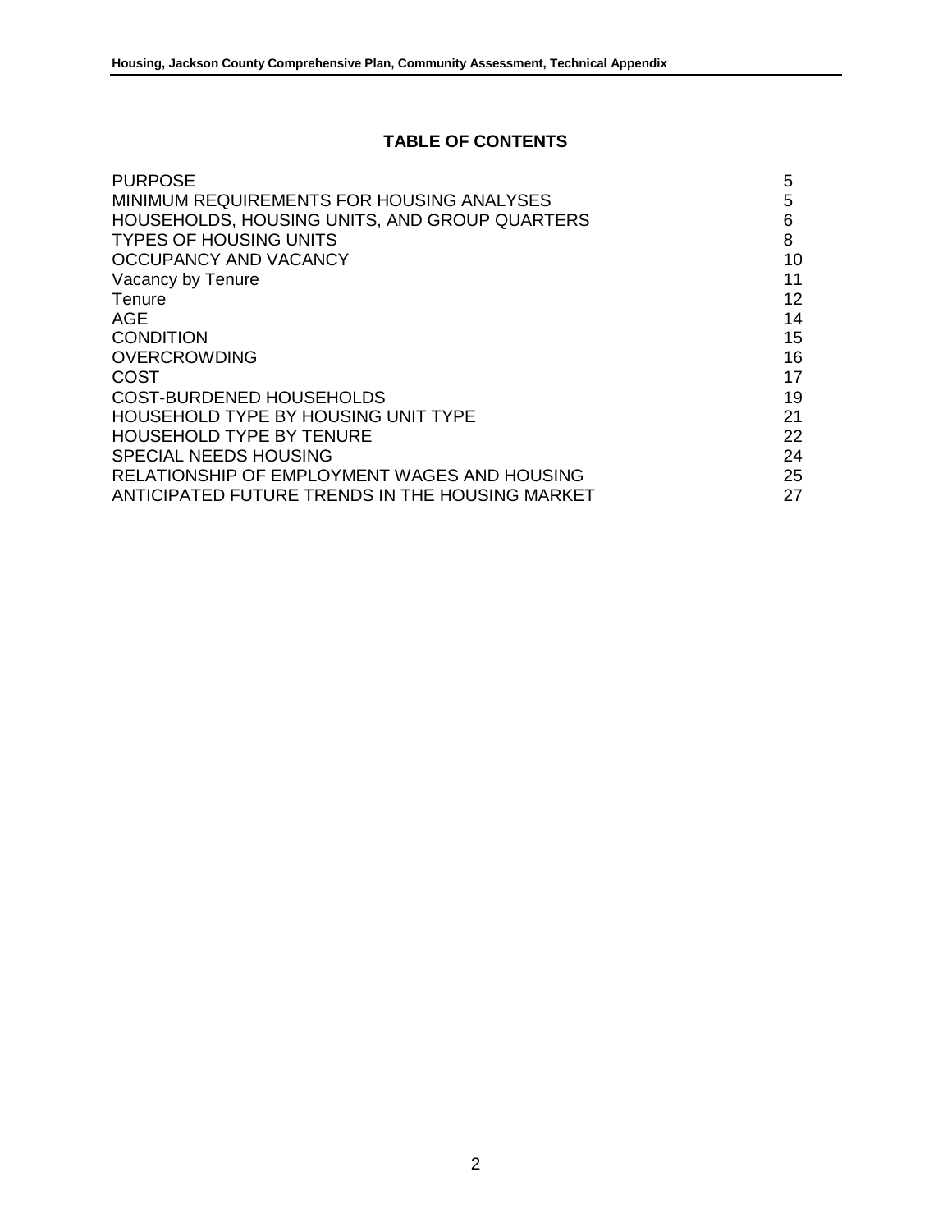## TABLE OF CONTENTS

| | |
|---|---|
| PURPOSE | 5 |
| MINIMUM REQUIREMENTS FOR HOUSING ANALYSES | 5 |
| HOUSEHOLDS, HOUSING UNITS, AND GROUP QUARTERS | 6 |
| TYPES OF HOUSING UNITS | 8 |
| OCCUPANCY AND VACANCY | 10 |
| Vacancy by Tenure | 11 |
| Tenure | 12 |
| AGE | 14 |
| CONDITION | 15 |
| OVERCROWDING | 16 |
| COST | 17 |
| COST-BURDENED HOUSEHOLDS | 19 |
| HOUSEHOLD TYPE BY HOUSING UNIT TYPE | 21 |
| HOUSEHOLD TYPE BY TENURE | 22 |
| SPECIAL NEEDS HOUSING | 24 |
| RELATIONSHIP OF EMPLOYMENT WAGES AND HOUSING | 25 |
| ANTICIPATED FUTURE TRENDS IN THE HOUSING MARKET | 27 |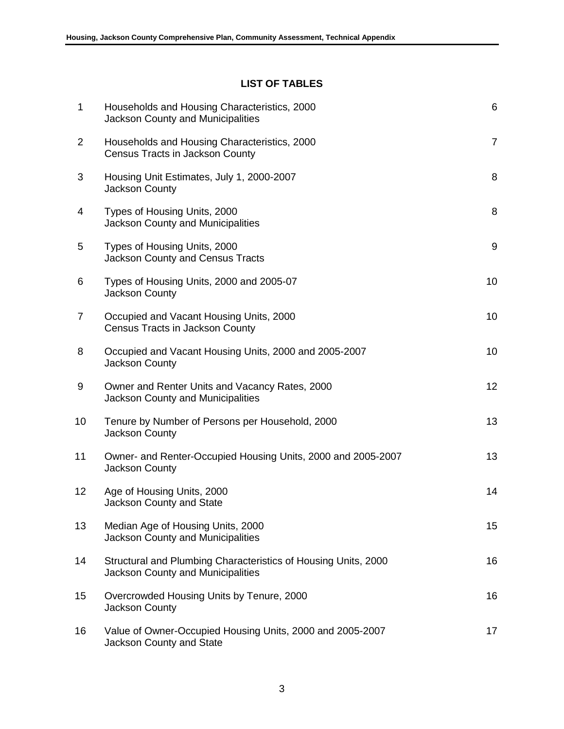## LIST OF TABLES

| | | |
|---|---|---|
| 1 | Households and Housing Characteristics, 2000<br>Jackson County and Municipalities | 6 |
| 2 | Households and Housing Characteristics, 2000<br>Census Tracts in Jackson County | 7 |
| 3 | Housing Unit Estimates, July 1, 2000-2007<br>Jackson County | 8 |
| 4 | Types of Housing Units, 2000<br>Jackson County and Municipalities | 8 |
| 5 | Types of Housing Units, 2000<br>Jackson County and Census Tracts | 9 |
| 6 | Types of Housing Units, 2000 and 2005-07<br>Jackson County | 10 |
| 7 | Occupied and Vacant Housing Units, 2000<br>Census Tracts in Jackson County | 10 |
| 8 | Occupied and Vacant Housing Units, 2000 and 2005-2007<br>Jackson County | 10 |
| 9 | Owner and Renter Units and Vacancy Rates, 2000<br>Jackson County and Municipalities | 12 |
| 10 | Tenure by Number of Persons per Household, 2000<br>Jackson County | 13 |
| 11 | Owner- and Renter-Occupied Housing Units, 2000 and 2005-2007<br>Jackson County | 13 |
| 12 | Age of Housing Units, 2000<br>Jackson County and State | 14 |
| 13 | Median Age of Housing Units, 2000<br>Jackson County and Municipalities | 15 |
| 14 | Structural and Plumbing Characteristics of Housing Units, 2000<br>Jackson County and Municipalities | 16 |
| 15 | Overcrowded Housing Units by Tenure, 2000<br>Jackson County | 16 |
| 16 | Value of Owner-Occupied Housing Units, 2000 and 2005-2007<br>Jackson County and State | 17 |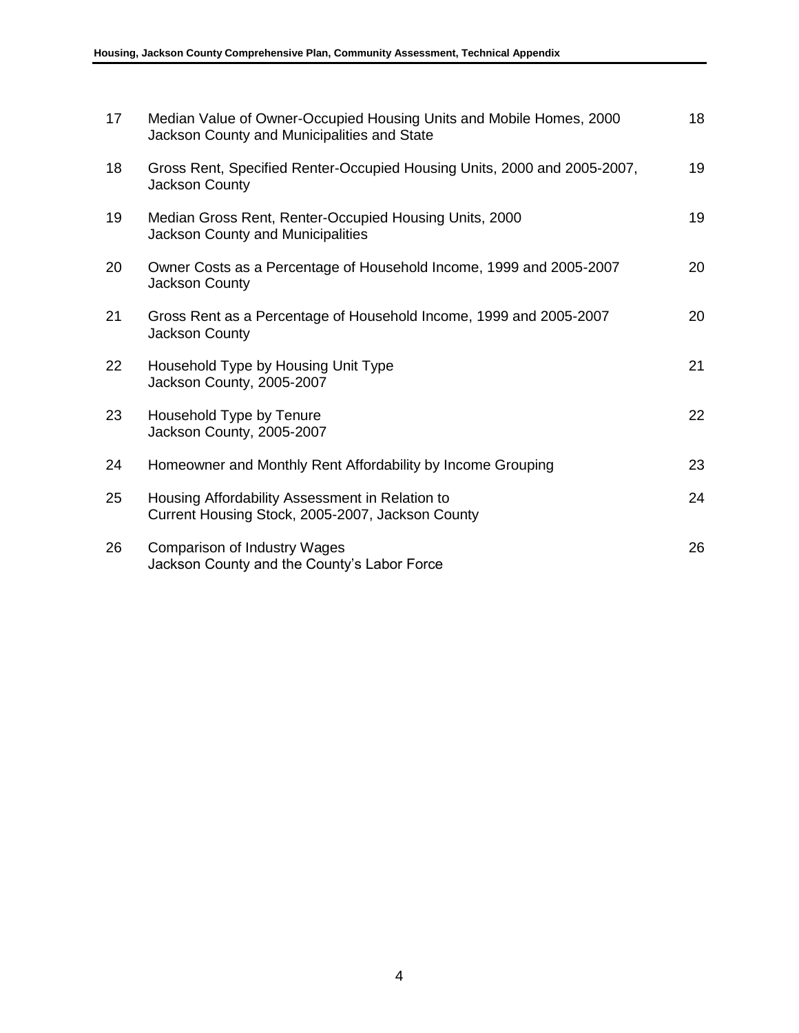| | | |
|---|---|---|
| 17 | Median Value of Owner-Occupied Housing Units and Mobile Homes, 2000<br>Jackson County and Municipalities and State | 18 |
| 18 | Gross Rent, Specified Renter-Occupied Housing Units, 2000 and 2005-2007,<br>Jackson County | 19 |
| 19 | Median Gross Rent, Renter-Occupied Housing Units, 2000<br>Jackson County and Municipalities | 19 |
| 20 | Owner Costs as a Percentage of Household Income, 1999 and 2005-2007<br>Jackson County | 20 |
| 21 | Gross Rent as a Percentage of Household Income, 1999 and 2005-2007<br>Jackson County | 20 |
| 22 | Household Type by Housing Unit Type<br>Jackson County, 2005-2007 | 21 |
| 23 | Household Type by Tenure<br>Jackson County, 2005-2007 | 22 |
| 24 | Homeowner and Monthly Rent Affordability by Income Grouping | 23 |
| 25 | Housing Affordability Assessment in Relation to<br>Current Housing Stock, 2005-2007, Jackson County | 24 |
| 26 | Comparison of Industry Wages<br>Jackson County and the County's Labor Force | 26 |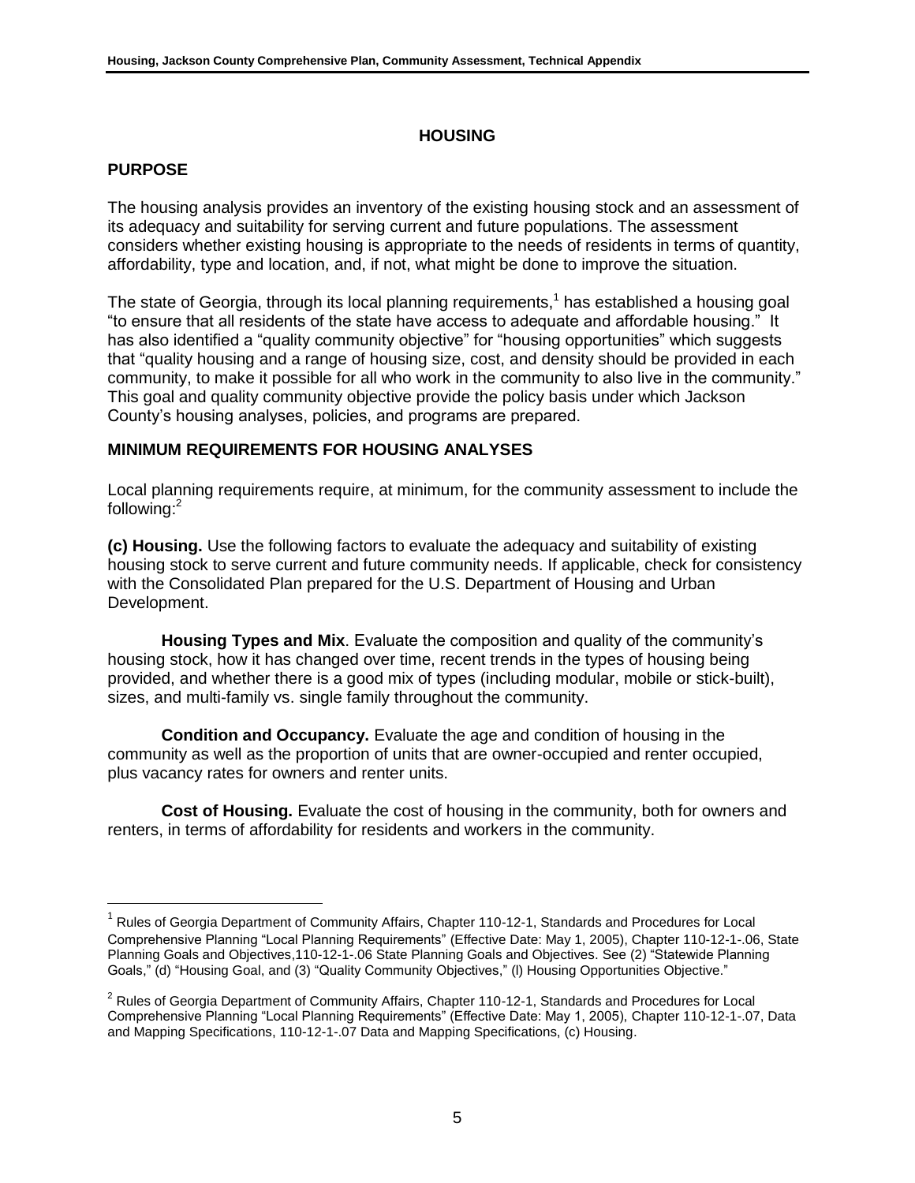# HOUSING

## PURPOSE

The housing analysis provides an inventory of the existing housing stock and an assessment of its adequacy and suitability for serving current and future populations. The assessment considers whether existing housing is appropriate to the needs of residents in terms of quantity, affordability, type and location, and, if not, what might be done to improve the situation.

The state of Georgia, through its local planning requirements,[1] has established a housing goal "to ensure that all residents of the state have access to adequate and affordable housing." It has also identified a "quality community objective" for "housing opportunities" which suggests that "quality housing and a range of housing size, cost, and density should be provided in each community, to make it possible for all who work in the community to also live in the community." This goal and quality community objective provide the policy basis under which Jackson County's housing analyses, policies, and programs are prepared.

## MINIMUM REQUIREMENTS FOR HOUSING ANALYSES

Local planning requirements require, at minimum, for the community assessment to include the following:[2]

**(c) Housing.** Use the following factors to evaluate the adequacy and suitability of existing housing stock to serve current and future community needs. If applicable, check for consistency with the Consolidated Plan prepared for the U.S. Department of Housing and Urban Development.

**Housing Types and Mix**. Evaluate the composition and quality of the community's housing stock, how it has changed over time, recent trends in the types of housing being provided, and whether there is a good mix of types (including modular, mobile or stick-built), sizes, and multi-family vs. single family throughout the community.

**Condition and Occupancy.** Evaluate the age and condition of housing in the community as well as the proportion of units that are owner-occupied and renter occupied, plus vacancy rates for owners and renter units.

**Cost of Housing.** Evaluate the cost of housing in the community, both for owners and renters, in terms of affordability for residents and workers in the community.

---

[1] Rules of Georgia Department of Community Affairs, Chapter 110-12-1, Standards and Procedures for Local Comprehensive Planning "Local Planning Requirements" (Effective Date: May 1, 2005), Chapter 110-12-1-.06, State Planning Goals and Objectives,110-12-1-.06 State Planning Goals and Objectives. See (2) "Statewide Planning Goals," (d) "Housing Goal, and (3) "Quality Community Objectives," (l) Housing Opportunities Objective."

[2] Rules of Georgia Department of Community Affairs, Chapter 110-12-1, Standards and Procedures for Local Comprehensive Planning "Local Planning Requirements" (Effective Date: May 1, 2005), Chapter 110-12-1-.07, Data and Mapping Specifications, 110-12-1-.07 Data and Mapping Specifications, (c) Housing.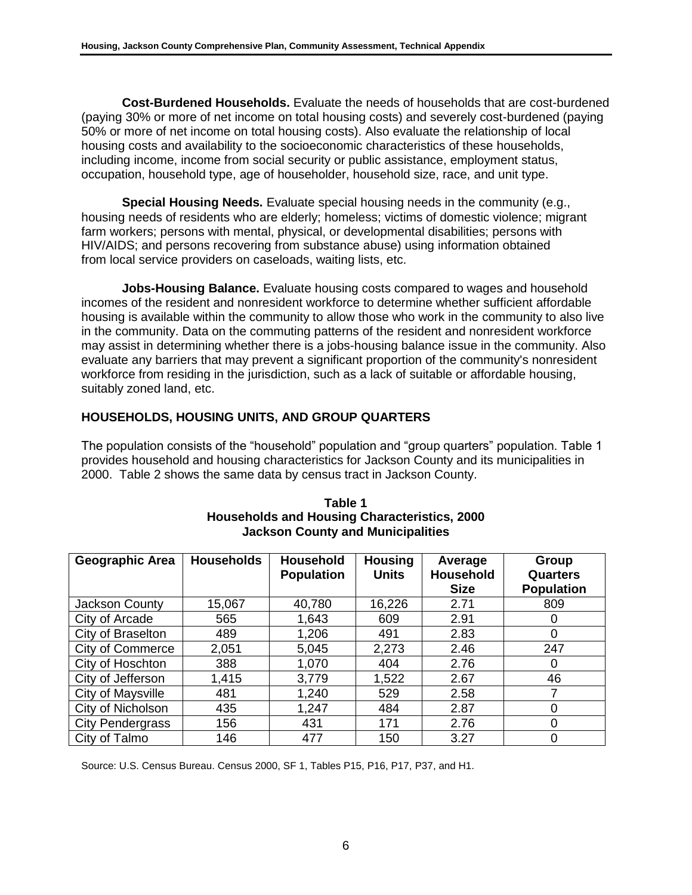**Cost-Burdened Households.** Evaluate the needs of households that are cost-burdened (paying 30% or more of net income on total housing costs) and severely cost-burdened (paying 50% or more of net income on total housing costs). Also evaluate the relationship of local housing costs and availability to the socioeconomic characteristics of these households, including income, income from social security or public assistance, employment status, occupation, household type, age of householder, household size, race, and unit type.

**Special Housing Needs.** Evaluate special housing needs in the community (e.g., housing needs of residents who are elderly; homeless; victims of domestic violence; migrant farm workers; persons with mental, physical, or developmental disabilities; persons with HIV/AIDS; and persons recovering from substance abuse) using information obtained from local service providers on caseloads, waiting lists, etc.

**Jobs-Housing Balance.** Evaluate housing costs compared to wages and household incomes of the resident and nonresident workforce to determine whether sufficient affordable housing is available within the community to allow those who work in the community to also live in the community. Data on the commuting patterns of the resident and nonresident workforce may assist in determining whether there is a jobs-housing balance issue in the community. Also evaluate any barriers that may prevent a significant proportion of the community's nonresident workforce from residing in the jurisdiction, such as a lack of suitable or affordable housing, suitably zoned land, etc.

## HOUSEHOLDS, HOUSING UNITS, AND GROUP QUARTERS

The population consists of the "household" population and "group quarters" population. Table 1 provides household and housing characteristics for Jackson County and its municipalities in 2000. Table 2 shows the same data by census tract in Jackson County.

**Table 1**
**Households and Housing Characteristics, 2000**
**Jackson County and Municipalities**

| Geographic Area | Households | Household Population | Housing Units | Average Household Size | Group Quarters Population |
|---|---|---|---|---|---|
| Jackson County | 15,067 | 40,780 | 16,226 | 2.71 | 809 |
| City of Arcade | 565 | 1,643 | 609 | 2.91 | 0 |
| City of Braselton | 489 | 1,206 | 491 | 2.83 | 0 |
| City of Commerce | 2,051 | 5,045 | 2,273 | 2.46 | 247 |
| City of Hoschton | 388 | 1,070 | 404 | 2.76 | 0 |
| City of Jefferson | 1,415 | 3,779 | 1,522 | 2.67 | 46 |
| City of Maysville | 481 | 1,240 | 529 | 2.58 | 7 |
| City of Nicholson | 435 | 1,247 | 484 | 2.87 | 0 |
| City Pendergrass | 156 | 431 | 171 | 2.76 | 0 |
| City of Talmo | 146 | 477 | 150 | 3.27 | 0 |

Source: U.S. Census Bureau. Census 2000, SF 1, Tables P15, P16, P17, P37, and H1.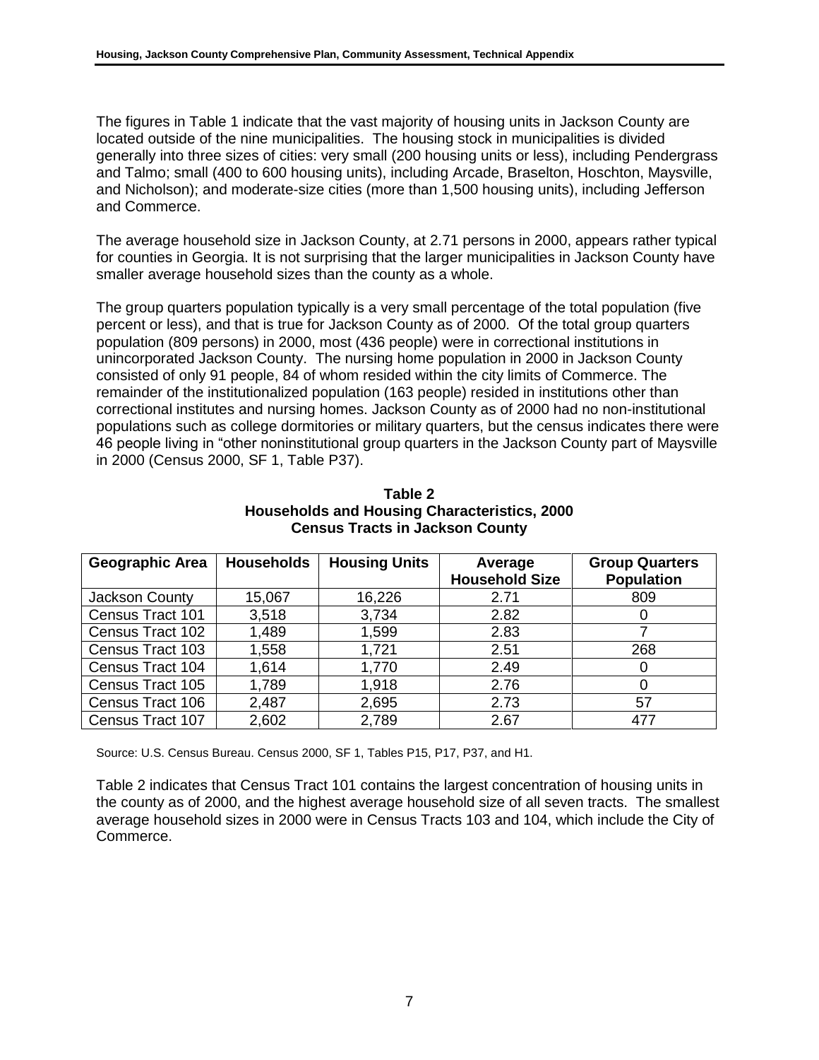The figures in Table 1 indicate that the vast majority of housing units in Jackson County are located outside of the nine municipalities. The housing stock in municipalities is divided generally into three sizes of cities: very small (200 housing units or less), including Pendergrass and Talmo; small (400 to 600 housing units), including Arcade, Braselton, Hoschton, Maysville, and Nicholson); and moderate-size cities (more than 1,500 housing units), including Jefferson and Commerce.

The average household size in Jackson County, at 2.71 persons in 2000, appears rather typical for counties in Georgia. It is not surprising that the larger municipalities in Jackson County have smaller average household sizes than the county as a whole.

The group quarters population typically is a very small percentage of the total population (five percent or less), and that is true for Jackson County as of 2000. Of the total group quarters population (809 persons) in 2000, most (436 people) were in correctional institutions in unincorporated Jackson County. The nursing home population in 2000 in Jackson County consisted of only 91 people, 84 of whom resided within the city limits of Commerce. The remainder of the institutionalized population (163 people) resided in institutions other than correctional institutes and nursing homes. Jackson County as of 2000 had no non-institutional populations such as college dormitories or military quarters, but the census indicates there were 46 people living in "other noninstitutional group quarters in the Jackson County part of Maysville in 2000 (Census 2000, SF 1, Table P37).

**Table 2**
**Households and Housing Characteristics, 2000**
**Census Tracts in Jackson County**

| Geographic Area | Households | Housing Units | Average Household Size | Group Quarters Population |
|---|---|---|---|---|
| Jackson County | 15,067 | 16,226 | 2.71 | 809 |
| Census Tract 101 | 3,518 | 3,734 | 2.82 | 0 |
| Census Tract 102 | 1,489 | 1,599 | 2.83 | 7 |
| Census Tract 103 | 1,558 | 1,721 | 2.51 | 268 |
| Census Tract 104 | 1,614 | 1,770 | 2.49 | 0 |
| Census Tract 105 | 1,789 | 1,918 | 2.76 | 0 |
| Census Tract 106 | 2,487 | 2,695 | 2.73 | 57 |
| Census Tract 107 | 2,602 | 2,789 | 2.67 | 477 |

Source: U.S. Census Bureau. Census 2000, SF 1, Tables P15, P17, P37, and H1.

Table 2 indicates that Census Tract 101 contains the largest concentration of housing units in the county as of 2000, and the highest average household size of all seven tracts. The smallest average household sizes in 2000 were in Census Tracts 103 and 104, which include the City of Commerce.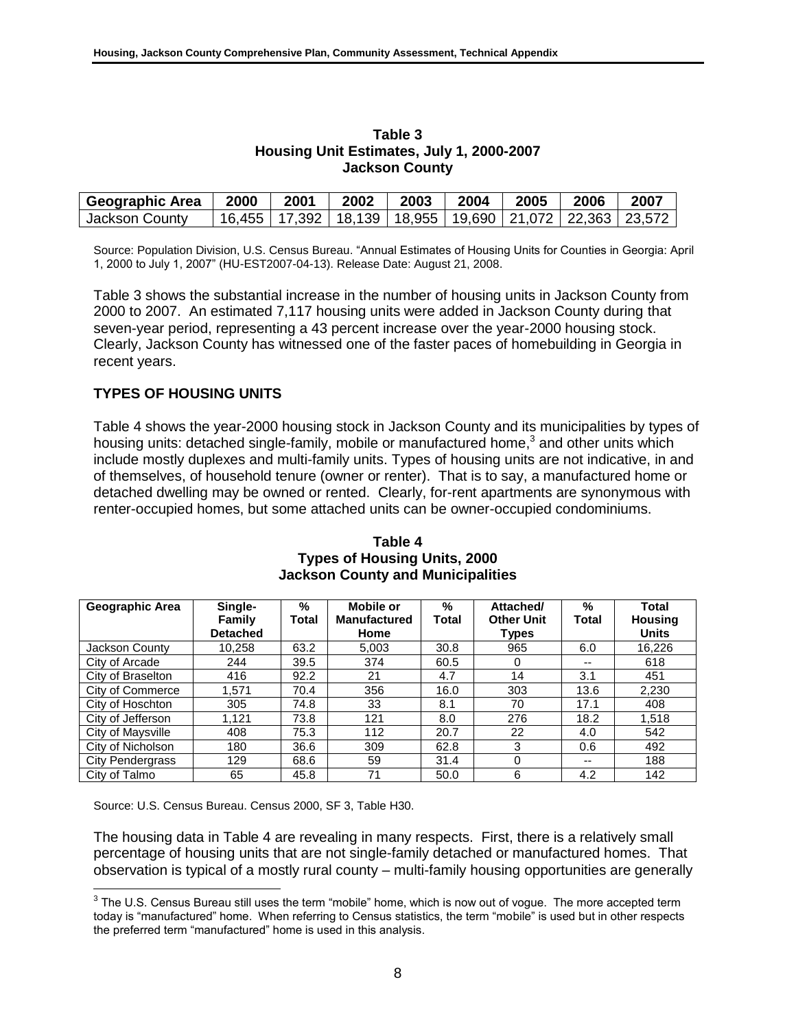**Table 3**
**Housing Unit Estimates, July 1, 2000-2007**
**Jackson County**

| Geographic Area | 2000 | 2001 | 2002 | 2003 | 2004 | 2005 | 2006 | 2007 |
|---|---|---|---|---|---|---|---|---|
| Jackson County | 16,455 | 17,392 | 18,139 | 18,955 | 19,690 | 21,072 | 22,363 | 23,572 |

Source: Population Division, U.S. Census Bureau. "Annual Estimates of Housing Units for Counties in Georgia: April 1, 2000 to July 1, 2007" (HU-EST2007-04-13). Release Date: August 21, 2008.

Table 3 shows the substantial increase in the number of housing units in Jackson County from 2000 to 2007. An estimated 7,117 housing units were added in Jackson County during that seven-year period, representing a 43 percent increase over the year-2000 housing stock. Clearly, Jackson County has witnessed one of the faster paces of homebuilding in Georgia in recent years.

## TYPES OF HOUSING UNITS

Table 4 shows the year-2000 housing stock in Jackson County and its municipalities by types of housing units: detached single-family, mobile or manufactured home,[3] and other units which include mostly duplexes and multi-family units. Types of housing units are not indicative, in and of themselves, of household tenure (owner or renter). That is to say, a manufactured home or detached dwelling may be owned or rented. Clearly, for-rent apartments are synonymous with renter-occupied homes, but some attached units can be owner-occupied condominiums.

**Table 4**
**Types of Housing Units, 2000**
**Jackson County and Municipalities**

| Geographic Area | Single-Family Detached | % Total | Mobile or Manufactured Home | % Total | Attached/ Other Unit Types | % Total | Total Housing Units |
|---|---|---|---|---|---|---|---|
| Jackson County | 10,258 | 63.2 | 5,003 | 30.8 | 965 | 6.0 | 16,226 |
| City of Arcade | 244 | 39.5 | 374 | 60.5 | 0 | -- | 618 |
| City of Braselton | 416 | 92.2 | 21 | 4.7 | 14 | 3.1 | 451 |
| City of Commerce | 1,571 | 70.4 | 356 | 16.0 | 303 | 13.6 | 2,230 |
| City of Hoschton | 305 | 74.8 | 33 | 8.1 | 70 | 17.1 | 408 |
| City of Jefferson | 1,121 | 73.8 | 121 | 8.0 | 276 | 18.2 | 1,518 |
| City of Maysville | 408 | 75.3 | 112 | 20.7 | 22 | 4.0 | 542 |
| City of Nicholson | 180 | 36.6 | 309 | 62.8 | 3 | 0.6 | 492 |
| City Pendergrass | 129 | 68.6 | 59 | 31.4 | 0 | -- | 188 |
| City of Talmo | 65 | 45.8 | 71 | 50.0 | 6 | 4.2 | 142 |

Source: U.S. Census Bureau. Census 2000, SF 3, Table H30.

The housing data in Table 4 are revealing in many respects. First, there is a relatively small percentage of housing units that are not single-family detached or manufactured homes. That observation is typical of a mostly rural county – multi-family housing opportunities are generally

[3] The U.S. Census Bureau still uses the term "mobile" home, which is now out of vogue. The more accepted term today is "manufactured" home. When referring to Census statistics, the term "mobile" is used but in other respects the preferred term "manufactured" home is used in this analysis.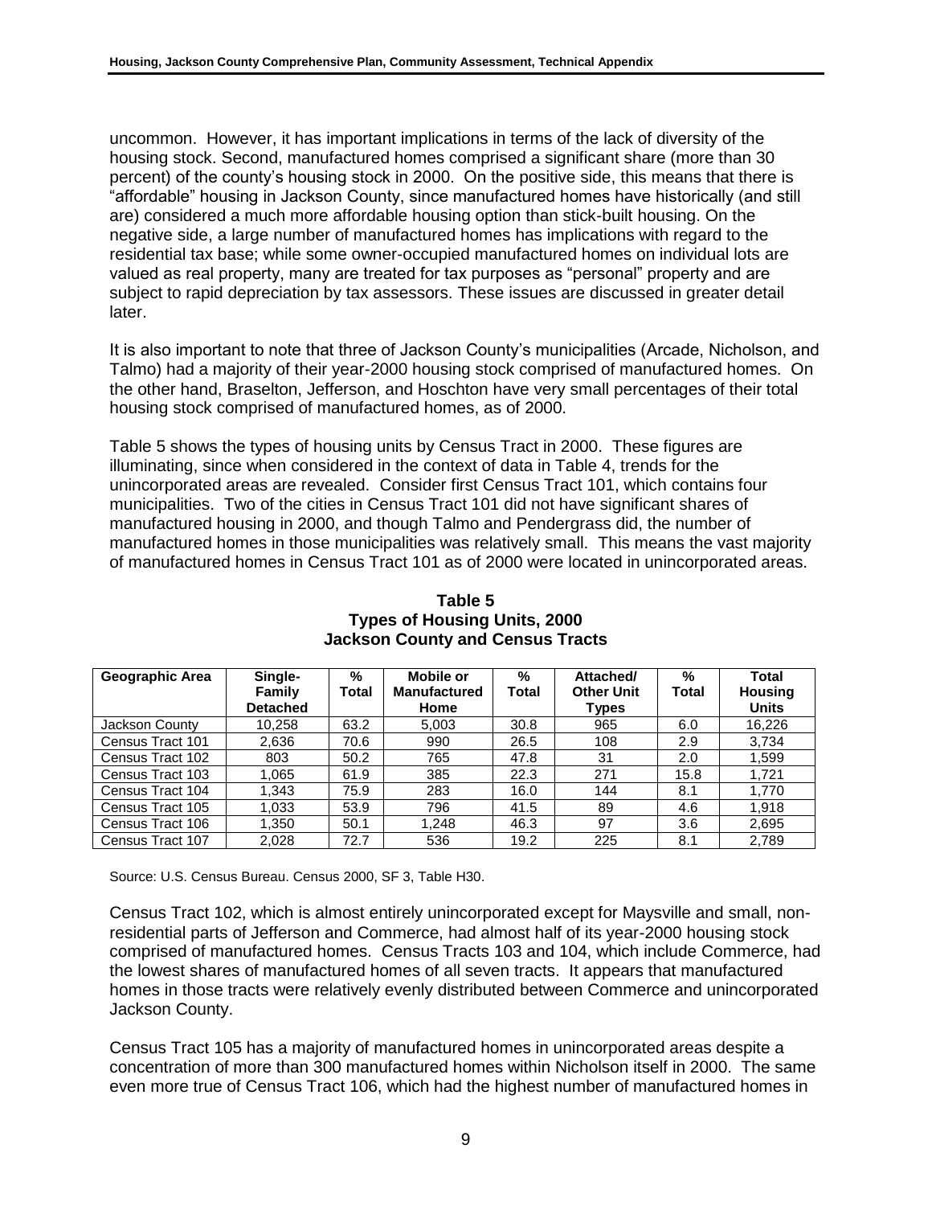uncommon. However, it has important implications in terms of the lack of diversity of the housing stock. Second, manufactured homes comprised a significant share (more than 30 percent) of the county's housing stock in 2000. On the positive side, this means that there is "affordable" housing in Jackson County, since manufactured homes have historically (and still are) considered a much more affordable housing option than stick-built housing. On the negative side, a large number of manufactured homes has implications with regard to the residential tax base; while some owner-occupied manufactured homes on individual lots are valued as real property, many are treated for tax purposes as "personal" property and are subject to rapid depreciation by tax assessors. These issues are discussed in greater detail later.

It is also important to note that three of Jackson County's municipalities (Arcade, Nicholson, and Talmo) had a majority of their year-2000 housing stock comprised of manufactured homes. On the other hand, Braselton, Jefferson, and Hoschton have very small percentages of their total housing stock comprised of manufactured homes, as of 2000.

Table 5 shows the types of housing units by Census Tract in 2000. These figures are illuminating, since when considered in the context of data in Table 4, trends for the unincorporated areas are revealed. Consider first Census Tract 101, which contains four municipalities. Two of the cities in Census Tract 101 did not have significant shares of manufactured housing in 2000, and though Talmo and Pendergrass did, the number of manufactured homes in those municipalities was relatively small. This means the vast majority of manufactured homes in Census Tract 101 as of 2000 were located in unincorporated areas.

**Table 5**
**Types of Housing Units, 2000**
**Jackson County and Census Tracts**

| Geographic Area | Single-Family Detached | % Total | Mobile or Manufactured Home | % Total | Attached/ Other Unit Types | % Total | Total Housing Units |
|---|---|---|---|---|---|---|---|
| Jackson County | 10,258 | 63.2 | 5,003 | 30.8 | 965 | 6.0 | 16,226 |
| Census Tract 101 | 2,636 | 70.6 | 990 | 26.5 | 108 | 2.9 | 3,734 |
| Census Tract 102 | 803 | 50.2 | 765 | 47.8 | 31 | 2.0 | 1,599 |
| Census Tract 103 | 1,065 | 61.9 | 385 | 22.3 | 271 | 15.8 | 1,721 |
| Census Tract 104 | 1,343 | 75.9 | 283 | 16.0 | 144 | 8.1 | 1,770 |
| Census Tract 105 | 1,033 | 53.9 | 796 | 41.5 | 89 | 4.6 | 1,918 |
| Census Tract 106 | 1,350 | 50.1 | 1,248 | 46.3 | 97 | 3.6 | 2,695 |
| Census Tract 107 | 2,028 | 72.7 | 536 | 19.2 | 225 | 8.1 | 2,789 |

Source: U.S. Census Bureau. Census 2000, SF 3, Table H30.

Census Tract 102, which is almost entirely unincorporated except for Maysville and small, non-residential parts of Jefferson and Commerce, had almost half of its year-2000 housing stock comprised of manufactured homes. Census Tracts 103 and 104, which include Commerce, had the lowest shares of manufactured homes of all seven tracts. It appears that manufactured homes in those tracts were relatively evenly distributed between Commerce and unincorporated Jackson County.

Census Tract 105 has a majority of manufactured homes in unincorporated areas despite a concentration of more than 300 manufactured homes within Nicholson itself in 2000. The same even more true of Census Tract 106, which had the highest number of manufactured homes in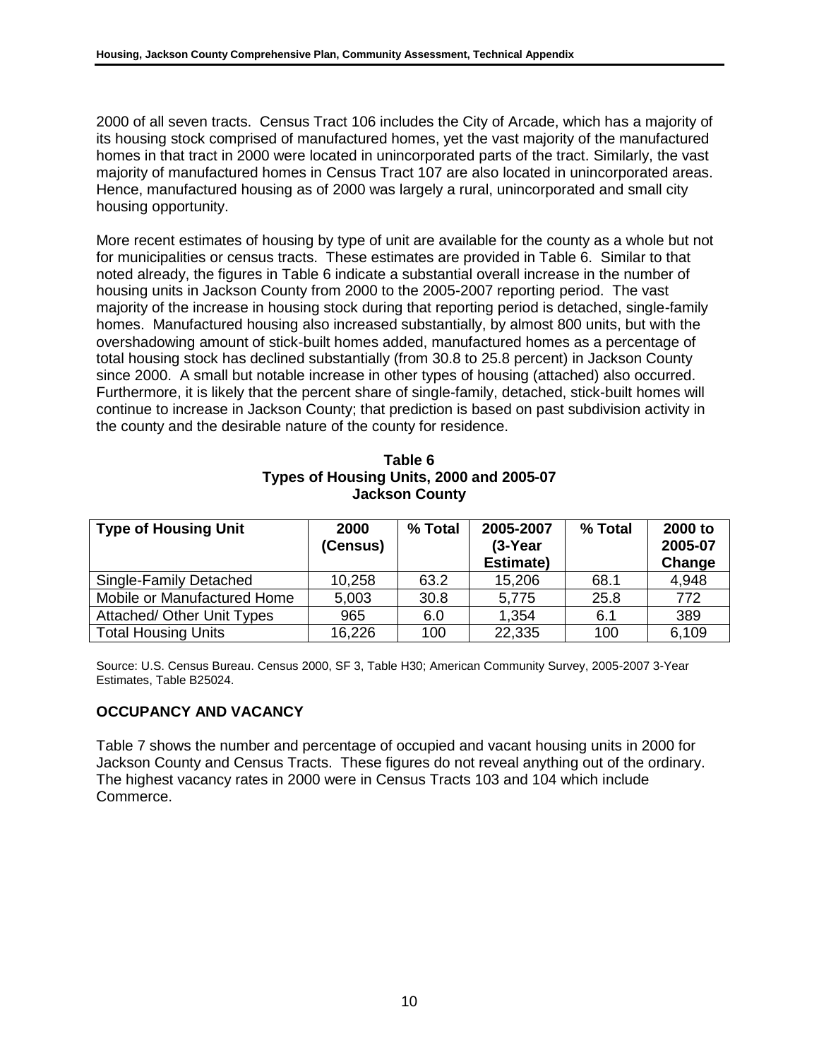2000 of all seven tracts. Census Tract 106 includes the City of Arcade, which has a majority of its housing stock comprised of manufactured homes, yet the vast majority of the manufactured homes in that tract in 2000 were located in unincorporated parts of the tract. Similarly, the vast majority of manufactured homes in Census Tract 107 are also located in unincorporated areas. Hence, manufactured housing as of 2000 was largely a rural, unincorporated and small city housing opportunity.

More recent estimates of housing by type of unit are available for the county as a whole but not for municipalities or census tracts. These estimates are provided in Table 6. Similar to that noted already, the figures in Table 6 indicate a substantial overall increase in the number of housing units in Jackson County from 2000 to the 2005-2007 reporting period. The vast majority of the increase in housing stock during that reporting period is detached, single-family homes. Manufactured housing also increased substantially, by almost 800 units, but with the overshadowing amount of stick-built homes added, manufactured homes as a percentage of total housing stock has declined substantially (from 30.8 to 25.8 percent) in Jackson County since 2000. A small but notable increase in other types of housing (attached) also occurred. Furthermore, it is likely that the percent share of single-family, detached, stick-built homes will continue to increase in Jackson County; that prediction is based on past subdivision activity in the county and the desirable nature of the county for residence.

**Table 6**
**Types of Housing Units, 2000 and 2005-07**
**Jackson County**

| Type of Housing Unit | 2000 (Census) | % Total | 2005-2007 (3-Year Estimate) | % Total | 2000 to 2005-07 Change |
|---|---|---|---|---|---|
| Single-Family Detached | 10,258 | 63.2 | 15,206 | 68.1 | 4,948 |
| Mobile or Manufactured Home | 5,003 | 30.8 | 5,775 | 25.8 | 772 |
| Attached/ Other Unit Types | 965 | 6.0 | 1,354 | 6.1 | 389 |
| Total Housing Units | 16,226 | 100 | 22,335 | 100 | 6,109 |

Source: U.S. Census Bureau. Census 2000, SF 3, Table H30; American Community Survey, 2005-2007 3-Year Estimates, Table B25024.

## OCCUPANCY AND VACANCY

Table 7 shows the number and percentage of occupied and vacant housing units in 2000 for Jackson County and Census Tracts. These figures do not reveal anything out of the ordinary. The highest vacancy rates in 2000 were in Census Tracts 103 and 104 which include Commerce.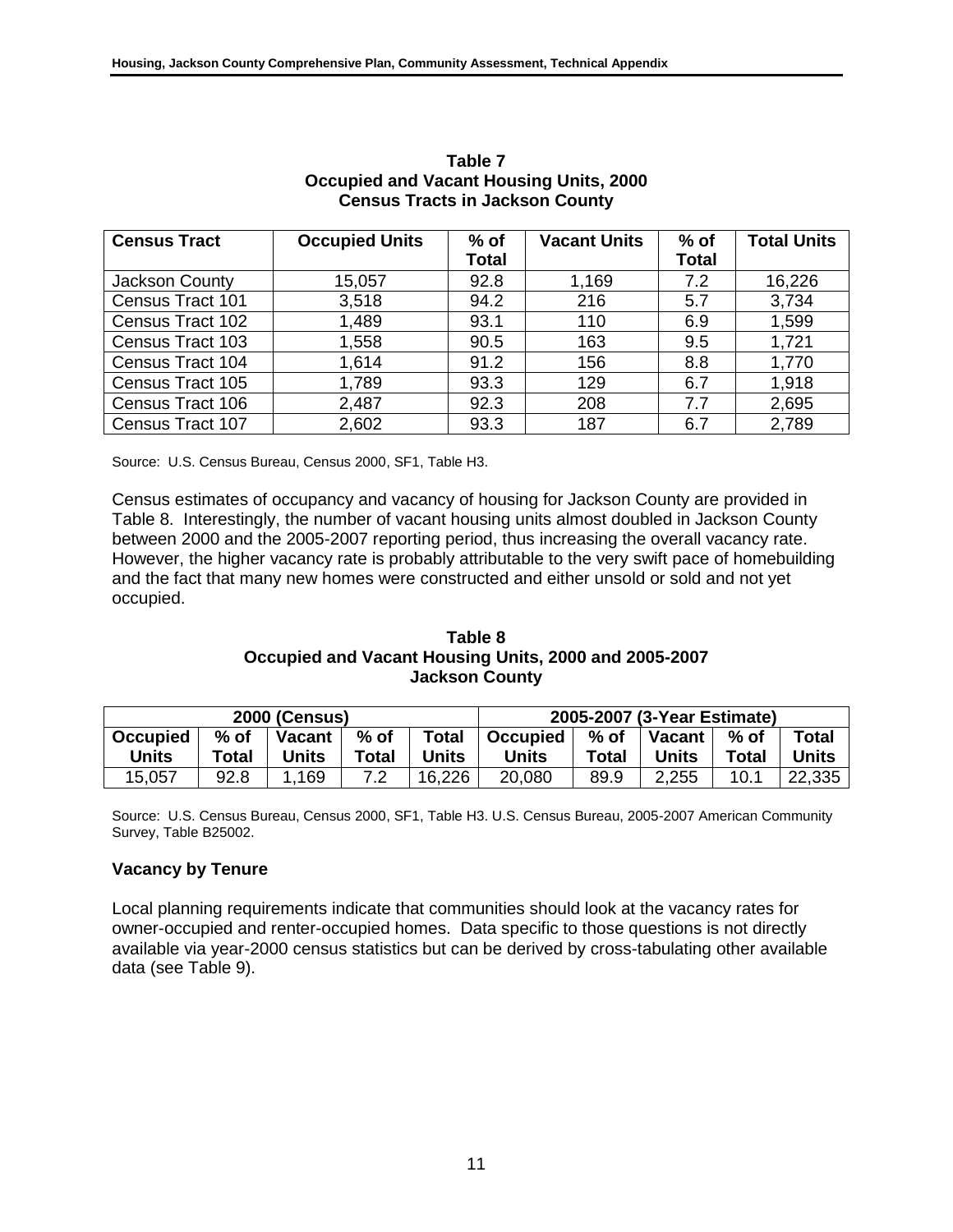**Table 7**
**Occupied and Vacant Housing Units, 2000**
**Census Tracts in Jackson County**

| Census Tract | Occupied Units | % of Total | Vacant Units | % of Total | Total Units |
|---|---|---|---|---|---|
| Jackson County | 15,057 | 92.8 | 1,169 | 7.2 | 16,226 |
| Census Tract 101 | 3,518 | 94.2 | 216 | 5.7 | 3,734 |
| Census Tract 102 | 1,489 | 93.1 | 110 | 6.9 | 1,599 |
| Census Tract 103 | 1,558 | 90.5 | 163 | 9.5 | 1,721 |
| Census Tract 104 | 1,614 | 91.2 | 156 | 8.8 | 1,770 |
| Census Tract 105 | 1,789 | 93.3 | 129 | 6.7 | 1,918 |
| Census Tract 106 | 2,487 | 92.3 | 208 | 7.7 | 2,695 |
| Census Tract 107 | 2,602 | 93.3 | 187 | 6.7 | 2,789 |

Source: U.S. Census Bureau, Census 2000, SF1, Table H3.

Census estimates of occupancy and vacancy of housing for Jackson County are provided in Table 8. Interestingly, the number of vacant housing units almost doubled in Jackson County between 2000 and the 2005-2007 reporting period, thus increasing the overall vacancy rate. However, the higher vacancy rate is probably attributable to the very swift pace of homebuilding and the fact that many new homes were constructed and either unsold or sold and not yet occupied.

**Table 8**
**Occupied and Vacant Housing Units, 2000 and 2005-2007**
**Jackson County**

| 2000 (Census) | | | | | 2005-2007 (3-Year Estimate) | | | | |
|---|---|---|---|---|---|---|---|---|---|
| Occupied Units | % of Total | Vacant Units | % of Total | Total Units | Occupied Units | % of Total | Vacant Units | % of Total | Total Units |
| 15,057 | 92.8 | 1,169 | 7.2 | 16,226 | 20,080 | 89.9 | 2,255 | 10.1 | 22,335 |

Source: U.S. Census Bureau, Census 2000, SF1, Table H3. U.S. Census Bureau, 2005-2007 American Community Survey, Table B25002.

### Vacancy by Tenure

Local planning requirements indicate that communities should look at the vacancy rates for owner-occupied and renter-occupied homes. Data specific to those questions is not directly available via year-2000 census statistics but can be derived by cross-tabulating other available data (see Table 9).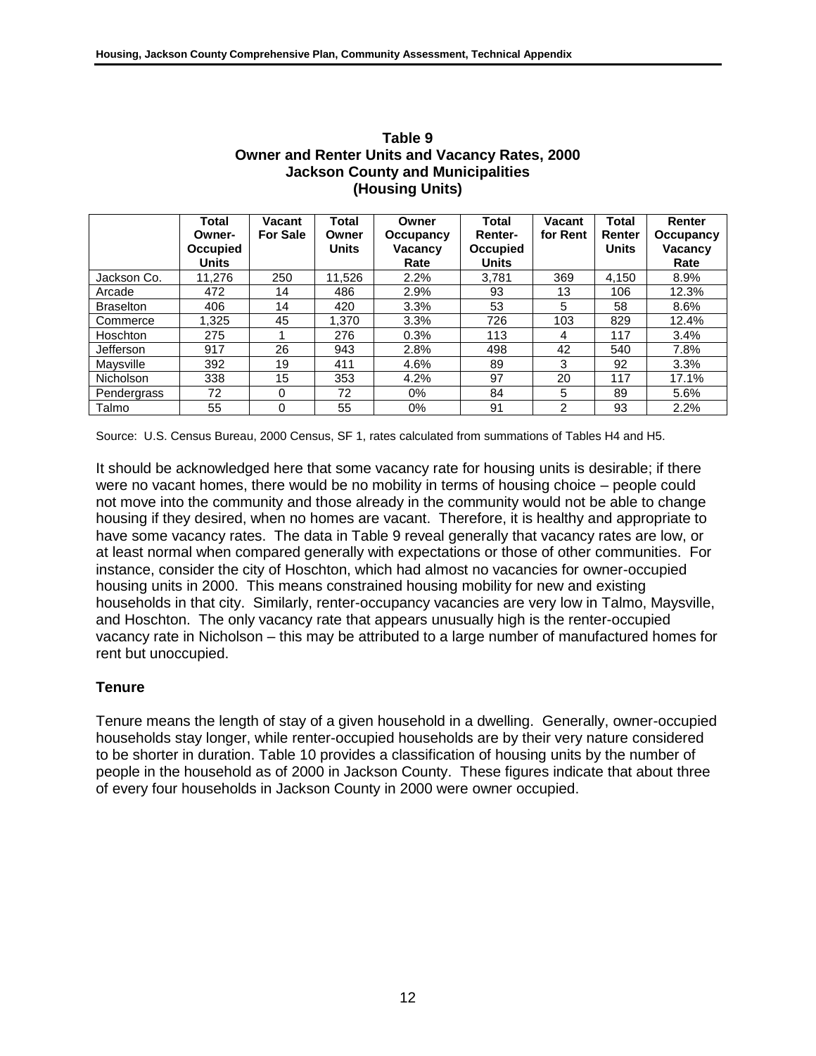**Table 9**
**Owner and Renter Units and Vacancy Rates, 2000**
**Jackson County and Municipalities**
**(Housing Units)**

| | Total Owner-Occupied Units | Vacant For Sale | Total Owner Units | Owner Occupancy Vacancy Rate | Total Renter-Occupied Units | Vacant for Rent | Total Renter Units | Renter Occupancy Vacancy Rate |
|---|---|---|---|---|---|---|---|---|
| Jackson Co. | 11,276 | 250 | 11,526 | 2.2% | 3,781 | 369 | 4,150 | 8.9% |
| Arcade | 472 | 14 | 486 | 2.9% | 93 | 13 | 106 | 12.3% |
| Braselton | 406 | 14 | 420 | 3.3% | 53 | 5 | 58 | 8.6% |
| Commerce | 1,325 | 45 | 1,370 | 3.3% | 726 | 103 | 829 | 12.4% |
| Hoschton | 275 | 1 | 276 | 0.3% | 113 | 4 | 117 | 3.4% |
| Jefferson | 917 | 26 | 943 | 2.8% | 498 | 42 | 540 | 7.8% |
| Maysville | 392 | 19 | 411 | 4.6% | 89 | 3 | 92 | 3.3% |
| Nicholson | 338 | 15 | 353 | 4.2% | 97 | 20 | 117 | 17.1% |
| Pendergrass | 72 | 0 | 72 | 0% | 84 | 5 | 89 | 5.6% |
| Talmo | 55 | 0 | 55 | 0% | 91 | 2 | 93 | 2.2% |

Source: U.S. Census Bureau, 2000 Census, SF 1, rates calculated from summations of Tables H4 and H5.

It should be acknowledged here that some vacancy rate for housing units is desirable; if there were no vacant homes, there would be no mobility in terms of housing choice – people could not move into the community and those already in the community would not be able to change housing if they desired, when no homes are vacant. Therefore, it is healthy and appropriate to have some vacancy rates. The data in Table 9 reveal generally that vacancy rates are low, or at least normal when compared generally with expectations or those of other communities. For instance, consider the city of Hoschton, which had almost no vacancies for owner-occupied housing units in 2000. This means constrained housing mobility for new and existing households in that city. Similarly, renter-occupancy vacancies are very low in Talmo, Maysville, and Hoschton. The only vacancy rate that appears unusually high is the renter-occupied vacancy rate in Nicholson – this may be attributed to a large number of manufactured homes for rent but unoccupied.

### Tenure

Tenure means the length of stay of a given household in a dwelling. Generally, owner-occupied households stay longer, while renter-occupied households are by their very nature considered to be shorter in duration. Table 10 provides a classification of housing units by the number of people in the household as of 2000 in Jackson County. These figures indicate that about three of every four households in Jackson County in 2000 were owner occupied.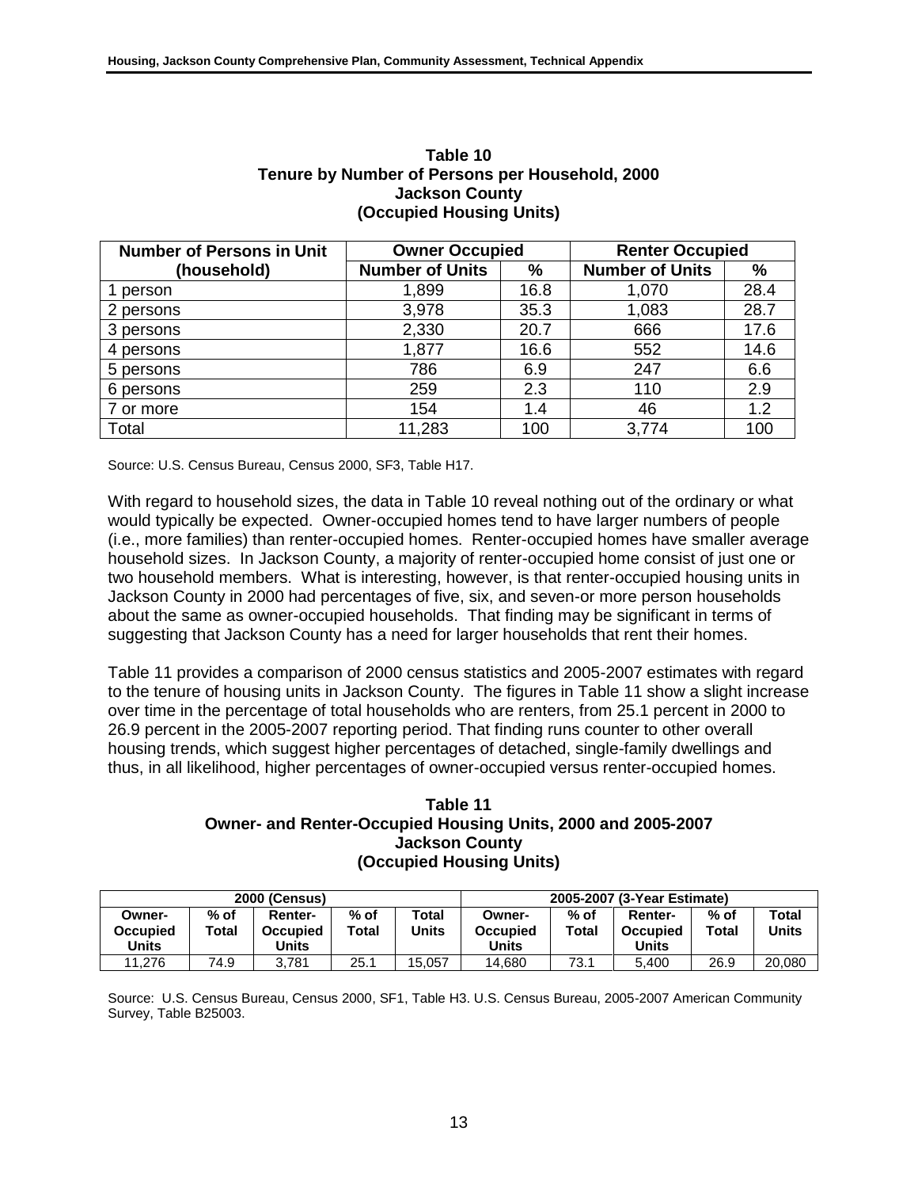**Table 10**
**Tenure by Number of Persons per Household, 2000**
**Jackson County**
**(Occupied Housing Units)**

| Number of Persons in Unit (household) | Owner Occupied | | Renter Occupied | |
|---|---|---|---|---|
| | Number of Units | % | Number of Units | % |
| 1 person | 1,899 | 16.8 | 1,070 | 28.4 |
| 2 persons | 3,978 | 35.3 | 1,083 | 28.7 |
| 3 persons | 2,330 | 20.7 | 666 | 17.6 |
| 4 persons | 1,877 | 16.6 | 552 | 14.6 |
| 5 persons | 786 | 6.9 | 247 | 6.6 |
| 6 persons | 259 | 2.3 | 110 | 2.9 |
| 7 or more | 154 | 1.4 | 46 | 1.2 |
| Total | 11,283 | 100 | 3,774 | 100 |

Source: U.S. Census Bureau, Census 2000, SF3, Table H17.

With regard to household sizes, the data in Table 10 reveal nothing out of the ordinary or what would typically be expected. Owner-occupied homes tend to have larger numbers of people (i.e., more families) than renter-occupied homes. Renter-occupied homes have smaller average household sizes. In Jackson County, a majority of renter-occupied home consist of just one or two household members. What is interesting, however, is that renter-occupied housing units in Jackson County in 2000 had percentages of five, six, and seven-or more person households about the same as owner-occupied households. That finding may be significant in terms of suggesting that Jackson County has a need for larger households that rent their homes.

Table 11 provides a comparison of 2000 census statistics and 2005-2007 estimates with regard to the tenure of housing units in Jackson County. The figures in Table 11 show a slight increase over time in the percentage of total households who are renters, from 25.1 percent in 2000 to 26.9 percent in the 2005-2007 reporting period. That finding runs counter to other overall housing trends, which suggest higher percentages of detached, single-family dwellings and thus, in all likelihood, higher percentages of owner-occupied versus renter-occupied homes.

**Table 11**
**Owner- and Renter-Occupied Housing Units, 2000 and 2005-2007**
**Jackson County**
**(Occupied Housing Units)**

| 2000 (Census) | | | | | 2005-2007 (3-Year Estimate) | | | | |
|---|---|---|---|---|---|---|---|---|---|
| Owner-Occupied Units | % of Total | Renter-Occupied Units | % of Total | Total Units | Owner-Occupied Units | % of Total | Renter-Occupied Units | % of Total | Total Units |
| 11,276 | 74.9 | 3,781 | 25.1 | 15,057 | 14,680 | 73.1 | 5,400 | 26.9 | 20,080 |

Source: U.S. Census Bureau, Census 2000, SF1, Table H3. U.S. Census Bureau, 2005-2007 American Community Survey, Table B25003.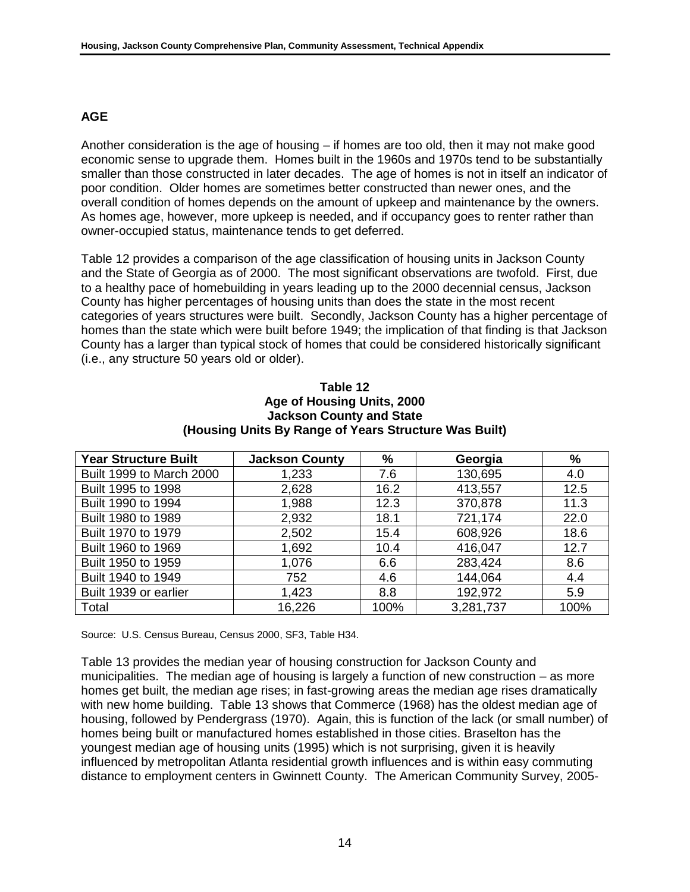## AGE

Another consideration is the age of housing – if homes are too old, then it may not make good economic sense to upgrade them. Homes built in the 1960s and 1970s tend to be substantially smaller than those constructed in later decades. The age of homes is not in itself an indicator of poor condition. Older homes are sometimes better constructed than newer ones, and the overall condition of homes depends on the amount of upkeep and maintenance by the owners. As homes age, however, more upkeep is needed, and if occupancy goes to renter rather than owner-occupied status, maintenance tends to get deferred.

Table 12 provides a comparison of the age classification of housing units in Jackson County and the State of Georgia as of 2000. The most significant observations are twofold. First, due to a healthy pace of homebuilding in years leading up to the 2000 decennial census, Jackson County has higher percentages of housing units than does the state in the most recent categories of years structures were built. Secondly, Jackson County has a higher percentage of homes than the state which were built before 1949; the implication of that finding is that Jackson County has a larger than typical stock of homes that could be considered historically significant (i.e., any structure 50 years old or older).

**Table 12**
**Age of Housing Units, 2000**
**Jackson County and State**
**(Housing Units By Range of Years Structure Was Built)**

| Year Structure Built | Jackson County | % | Georgia | % |
|---|---|---|---|---|
| Built 1999 to March 2000 | 1,233 | 7.6 | 130,695 | 4.0 |
| Built 1995 to 1998 | 2,628 | 16.2 | 413,557 | 12.5 |
| Built 1990 to 1994 | 1,988 | 12.3 | 370,878 | 11.3 |
| Built 1980 to 1989 | 2,932 | 18.1 | 721,174 | 22.0 |
| Built 1970 to 1979 | 2,502 | 15.4 | 608,926 | 18.6 |
| Built 1960 to 1969 | 1,692 | 10.4 | 416,047 | 12.7 |
| Built 1950 to 1959 | 1,076 | 6.6 | 283,424 | 8.6 |
| Built 1940 to 1949 | 752 | 4.6 | 144,064 | 4.4 |
| Built 1939 or earlier | 1,423 | 8.8 | 192,972 | 5.9 |
| Total | 16,226 | 100% | 3,281,737 | 100% |

Source: U.S. Census Bureau, Census 2000, SF3, Table H34.

Table 13 provides the median year of housing construction for Jackson County and municipalities. The median age of housing is largely a function of new construction – as more homes get built, the median age rises; in fast-growing areas the median age rises dramatically with new home building. Table 13 shows that Commerce (1968) has the oldest median age of housing, followed by Pendergrass (1970). Again, this is function of the lack (or small number) of homes being built or manufactured homes established in those cities. Braselton has the youngest median age of housing units (1995) which is not surprising, given it is heavily influenced by metropolitan Atlanta residential growth influences and is within easy commuting distance to employment centers in Gwinnett County. The American Community Survey, 2005-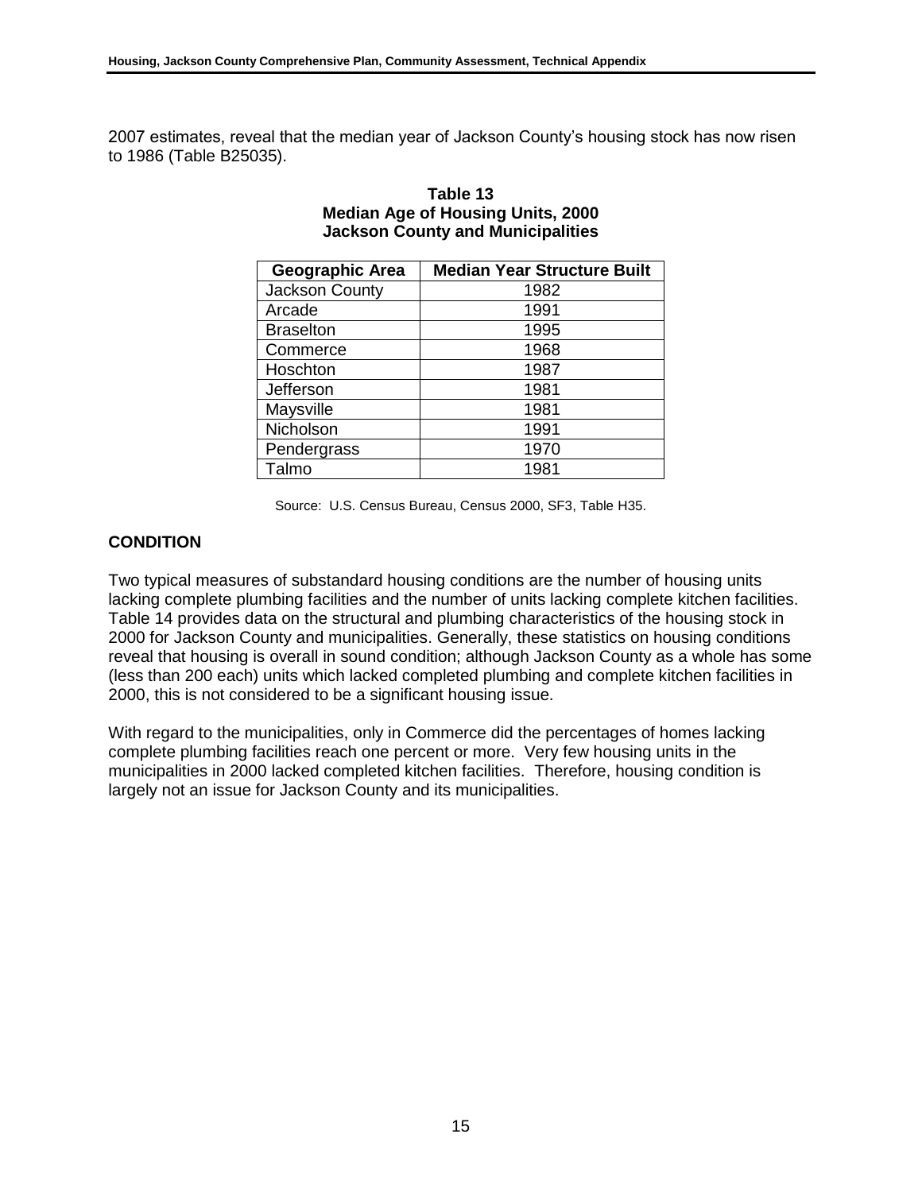2007 estimates, reveal that the median year of Jackson County's housing stock has now risen to 1986 (Table B25035).

**Table 13**
**Median Age of Housing Units, 2000**
**Jackson County and Municipalities**

| Geographic Area | Median Year Structure Built |
|---|---|
| Jackson County | 1982 |
| Arcade | 1991 |
| Braselton | 1995 |
| Commerce | 1968 |
| Hoschton | 1987 |
| Jefferson | 1981 |
| Maysville | 1981 |
| Nicholson | 1991 |
| Pendergrass | 1970 |
| Talmo | 1981 |

Source: U.S. Census Bureau, Census 2000, SF3, Table H35.

## CONDITION

Two typical measures of substandard housing conditions are the number of housing units lacking complete plumbing facilities and the number of units lacking complete kitchen facilities. Table 14 provides data on the structural and plumbing characteristics of the housing stock in 2000 for Jackson County and municipalities. Generally, these statistics on housing conditions reveal that housing is overall in sound condition; although Jackson County as a whole has some (less than 200 each) units which lacked completed plumbing and complete kitchen facilities in 2000, this is not considered to be a significant housing issue.

With regard to the municipalities, only in Commerce did the percentages of homes lacking complete plumbing facilities reach one percent or more. Very few housing units in the municipalities in 2000 lacked completed kitchen facilities. Therefore, housing condition is largely not an issue for Jackson County and its municipalities.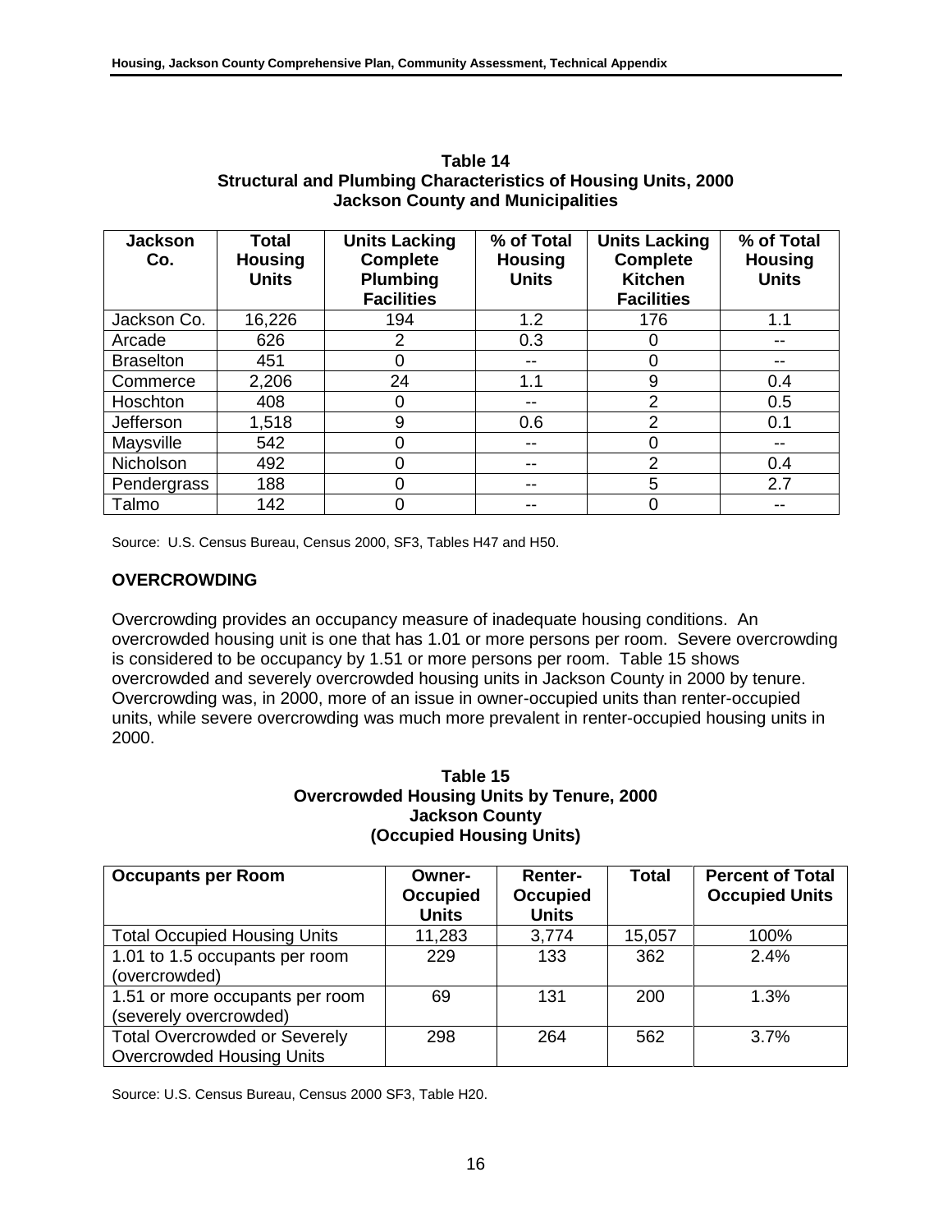**Table 14**
**Structural and Plumbing Characteristics of Housing Units, 2000**
**Jackson County and Municipalities**

| Jackson Co. | Total Housing Units | Units Lacking Complete Plumbing Facilities | % of Total Housing Units | Units Lacking Complete Kitchen Facilities | % of Total Housing Units |
|---|---|---|---|---|---|
| Jackson Co. | 16,226 | 194 | 1.2 | 176 | 1.1 |
| Arcade | 626 | 2 | 0.3 | 0 | -- |
| Braselton | 451 | 0 | -- | 0 | -- |
| Commerce | 2,206 | 24 | 1.1 | 9 | 0.4 |
| Hoschton | 408 | 0 | -- | 2 | 0.5 |
| Jefferson | 1,518 | 9 | 0.6 | 2 | 0.1 |
| Maysville | 542 | 0 | -- | 0 | -- |
| Nicholson | 492 | 0 | -- | 2 | 0.4 |
| Pendergrass | 188 | 0 | -- | 5 | 2.7 |
| Talmo | 142 | 0 | -- | 0 | -- |

Source: U.S. Census Bureau, Census 2000, SF3, Tables H47 and H50.

## OVERCROWDING

Overcrowding provides an occupancy measure of inadequate housing conditions. An overcrowded housing unit is one that has 1.01 or more persons per room. Severe overcrowding is considered to be occupancy by 1.51 or more persons per room. Table 15 shows overcrowded and severely overcrowded housing units in Jackson County in 2000 by tenure. Overcrowding was, in 2000, more of an issue in owner-occupied units than renter-occupied units, while severe overcrowding was much more prevalent in renter-occupied housing units in 2000.

**Table 15**
**Overcrowded Housing Units by Tenure, 2000**
**Jackson County**
**(Occupied Housing Units)**

| Occupants per Room | Owner-Occupied Units | Renter-Occupied Units | Total | Percent of Total Occupied Units |
|---|---|---|---|---|
| Total Occupied Housing Units | 11,283 | 3,774 | 15,057 | 100% |
| 1.01 to 1.5 occupants per room (overcrowded) | 229 | 133 | 362 | 2.4% |
| 1.51 or more occupants per room (severely overcrowded) | 69 | 131 | 200 | 1.3% |
| Total Overcrowded or Severely Overcrowded Housing Units | 298 | 264 | 562 | 3.7% |

Source: U.S. Census Bureau, Census 2000 SF3, Table H20.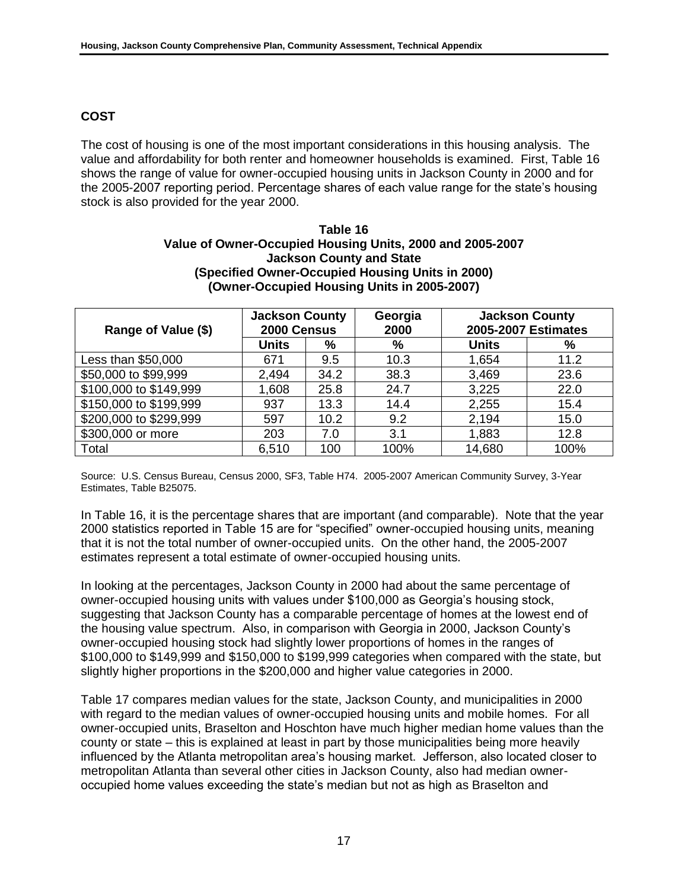## COST

The cost of housing is one of the most important considerations in this housing analysis. The value and affordability for both renter and homeowner households is examined. First, Table 16 shows the range of value for owner-occupied housing units in Jackson County in 2000 and for the 2005-2007 reporting period. Percentage shares of each value range for the state's housing stock is also provided for the year 2000.

**Table 16**
**Value of Owner-Occupied Housing Units, 2000 and 2005-2007**
**Jackson County and State**
**(Specified Owner-Occupied Housing Units in 2000)**
**(Owner-Occupied Housing Units in 2005-2007)**

| Range of Value ($) | Jackson County 2000 Census | | Georgia 2000 | Jackson County 2005-2007 Estimates | |
|---|---|---|---|---|---|
| | Units | % | % | Units | % |
| Less than $50,000 | 671 | 9.5 | 10.3 | 1,654 | 11.2 |
| $50,000 to $99,999 | 2,494 | 34.2 | 38.3 | 3,469 | 23.6 |
| $100,000 to $149,999 | 1,608 | 25.8 | 24.7 | 3,225 | 22.0 |
| $150,000 to $199,999 | 937 | 13.3 | 14.4 | 2,255 | 15.4 |
| $200,000 to $299,999 | 597 | 10.2 | 9.2 | 2,194 | 15.0 |
| $300,000 or more | 203 | 7.0 | 3.1 | 1,883 | 12.8 |
| Total | 6,510 | 100 | 100% | 14,680 | 100% |

Source: U.S. Census Bureau, Census 2000, SF3, Table H74. 2005-2007 American Community Survey, 3-Year Estimates, Table B25075.

In Table 16, it is the percentage shares that are important (and comparable). Note that the year 2000 statistics reported in Table 15 are for "specified" owner-occupied housing units, meaning that it is not the total number of owner-occupied units. On the other hand, the 2005-2007 estimates represent a total estimate of owner-occupied housing units.

In looking at the percentages, Jackson County in 2000 had about the same percentage of owner-occupied housing units with values under $100,000 as Georgia's housing stock, suggesting that Jackson County has a comparable percentage of homes at the lowest end of the housing value spectrum. Also, in comparison with Georgia in 2000, Jackson County's owner-occupied housing stock had slightly lower proportions of homes in the ranges of $100,000 to $149,999 and $150,000 to $199,999 categories when compared with the state, but slightly higher proportions in the $200,000 and higher value categories in 2000.

Table 17 compares median values for the state, Jackson County, and municipalities in 2000 with regard to the median values of owner-occupied housing units and mobile homes. For all owner-occupied units, Braselton and Hoschton have much higher median home values than the county or state – this is explained at least in part by those municipalities being more heavily influenced by the Atlanta metropolitan area's housing market. Jefferson, also located closer to metropolitan Atlanta than several other cities in Jackson County, also had median owner-occupied home values exceeding the state's median but not as high as Braselton and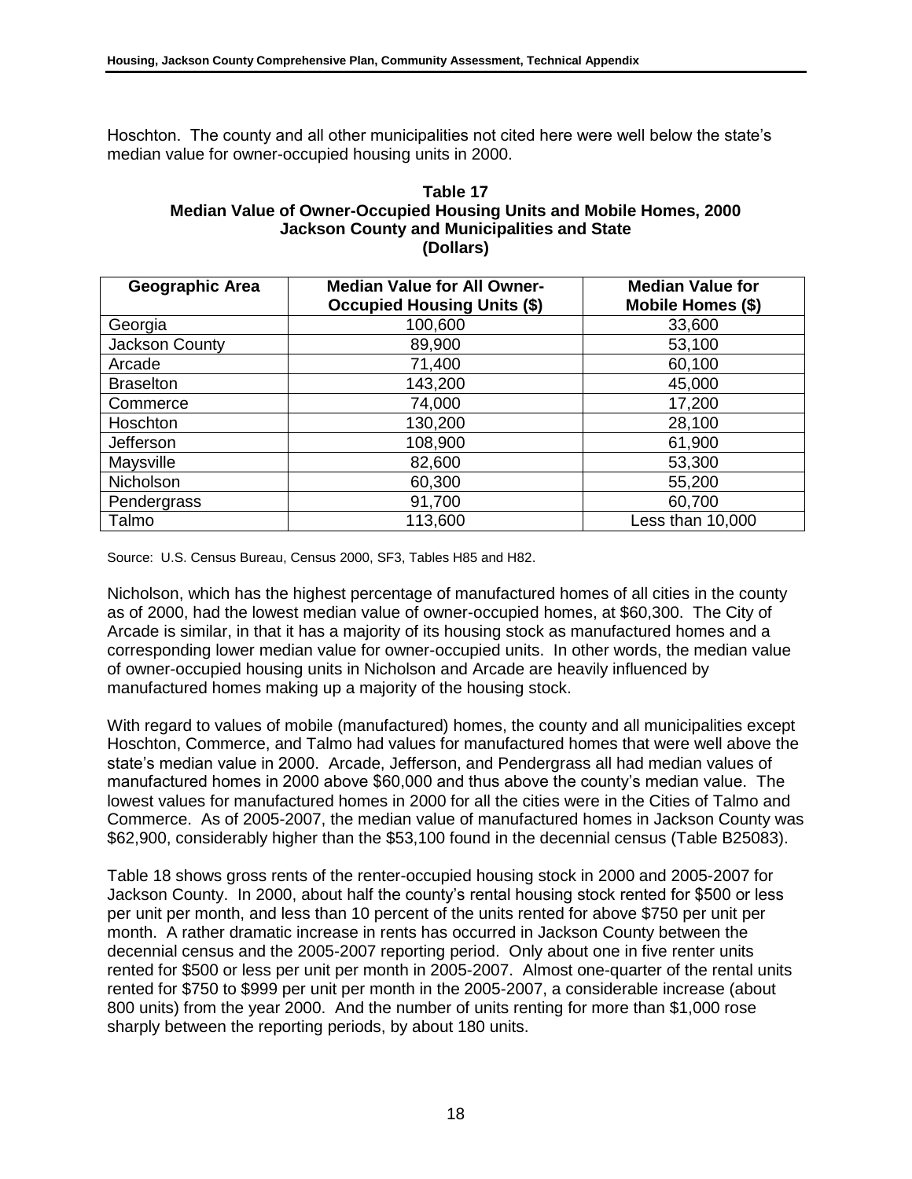Hoschton. The county and all other municipalities not cited here were well below the state's median value for owner-occupied housing units in 2000.

**Table 17**
**Median Value of Owner-Occupied Housing Units and Mobile Homes, 2000**
**Jackson County and Municipalities and State**
**(Dollars)**

| Geographic Area | Median Value for All Owner-Occupied Housing Units ($) | Median Value for Mobile Homes ($) |
|---|---|---|
| Georgia | 100,600 | 33,600 |
| Jackson County | 89,900 | 53,100 |
| Arcade | 71,400 | 60,100 |
| Braselton | 143,200 | 45,000 |
| Commerce | 74,000 | 17,200 |
| Hoschton | 130,200 | 28,100 |
| Jefferson | 108,900 | 61,900 |
| Maysville | 82,600 | 53,300 |
| Nicholson | 60,300 | 55,200 |
| Pendergrass | 91,700 | 60,700 |
| Talmo | 113,600 | Less than 10,000 |

Source: U.S. Census Bureau, Census 2000, SF3, Tables H85 and H82.

Nicholson, which has the highest percentage of manufactured homes of all cities in the county as of 2000, had the lowest median value of owner-occupied homes, at $60,300. The City of Arcade is similar, in that it has a majority of its housing stock as manufactured homes and a corresponding lower median value for owner-occupied units. In other words, the median value of owner-occupied housing units in Nicholson and Arcade are heavily influenced by manufactured homes making up a majority of the housing stock.

With regard to values of mobile (manufactured) homes, the county and all municipalities except Hoschton, Commerce, and Talmo had values for manufactured homes that were well above the state's median value in 2000. Arcade, Jefferson, and Pendergrass all had median values of manufactured homes in 2000 above $60,000 and thus above the county's median value. The lowest values for manufactured homes in 2000 for all the cities were in the Cities of Talmo and Commerce. As of 2005-2007, the median value of manufactured homes in Jackson County was $62,900, considerably higher than the $53,100 found in the decennial census (Table B25083).

Table 18 shows gross rents of the renter-occupied housing stock in 2000 and 2005-2007 for Jackson County. In 2000, about half the county's rental housing stock rented for $500 or less per unit per month, and less than 10 percent of the units rented for above $750 per unit per month. A rather dramatic increase in rents has occurred in Jackson County between the decennial census and the 2005-2007 reporting period. Only about one in five renter units rented for $500 or less per unit per month in 2005-2007. Almost one-quarter of the rental units rented for $750 to $999 per unit per month in the 2005-2007, a considerable increase (about 800 units) from the year 2000. And the number of units renting for more than $1,000 rose sharply between the reporting periods, by about 180 units.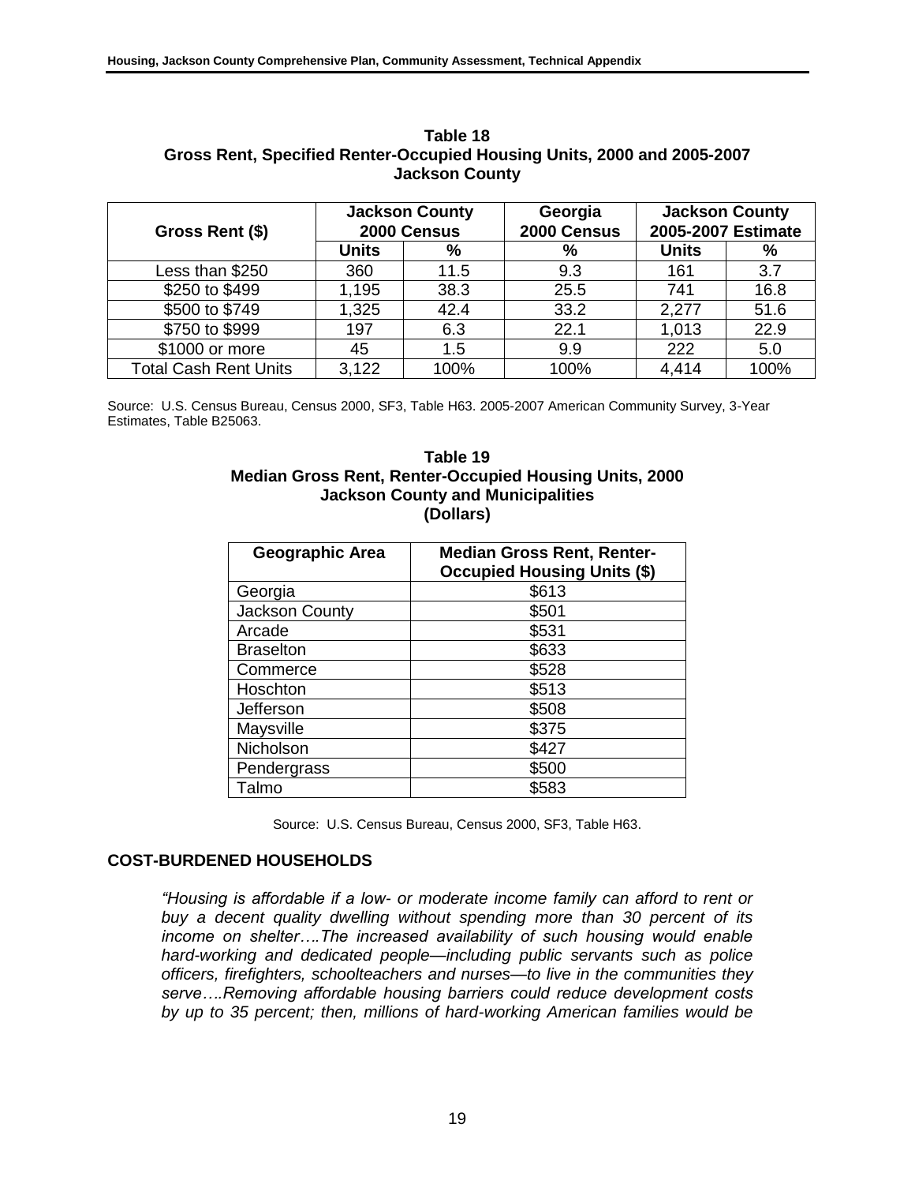**Table 18**
**Gross Rent, Specified Renter-Occupied Housing Units, 2000 and 2005-2007**
**Jackson County**

| Gross Rent ($) | Jackson County 2000 Census | | Georgia 2000 Census | Jackson County 2005-2007 Estimate | |
|---|---|---|---|---|---|
| | Units | % | % | Units | % |
| Less than $250 | 360 | 11.5 | 9.3 | 161 | 3.7 |
| $250 to $499 | 1,195 | 38.3 | 25.5 | 741 | 16.8 |
| $500 to $749 | 1,325 | 42.4 | 33.2 | 2,277 | 51.6 |
| $750 to $999 | 197 | 6.3 | 22.1 | 1,013 | 22.9 |
| $1000 or more | 45 | 1.5 | 9.9 | 222 | 5.0 |
| Total Cash Rent Units | 3,122 | 100% | 100% | 4,414 | 100% |

Source: U.S. Census Bureau, Census 2000, SF3, Table H63. 2005-2007 American Community Survey, 3-Year Estimates, Table B25063.

**Table 19**
**Median Gross Rent, Renter-Occupied Housing Units, 2000**
**Jackson County and Municipalities**
**(Dollars)**

| Geographic Area | Median Gross Rent, Renter-Occupied Housing Units ($) |
|---|---|
| Georgia | $613 |
| Jackson County | $501 |
| Arcade | $531 |
| Braselton | $633 |
| Commerce | $528 |
| Hoschton | $513 |
| Jefferson | $508 |
| Maysville | $375 |
| Nicholson | $427 |
| Pendergrass | $500 |
| Talmo | $583 |

Source: U.S. Census Bureau, Census 2000, SF3, Table H63.

## COST-BURDENED HOUSEHOLDS

*"Housing is affordable if a low- or moderate income family can afford to rent or buy a decent quality dwelling without spending more than 30 percent of its income on shelter….The increased availability of such housing would enable hard-working and dedicated people—including public servants such as police officers, firefighters, schoolteachers and nurses—to live in the communities they serve….Removing affordable housing barriers could reduce development costs by up to 35 percent; then, millions of hard-working American families would be*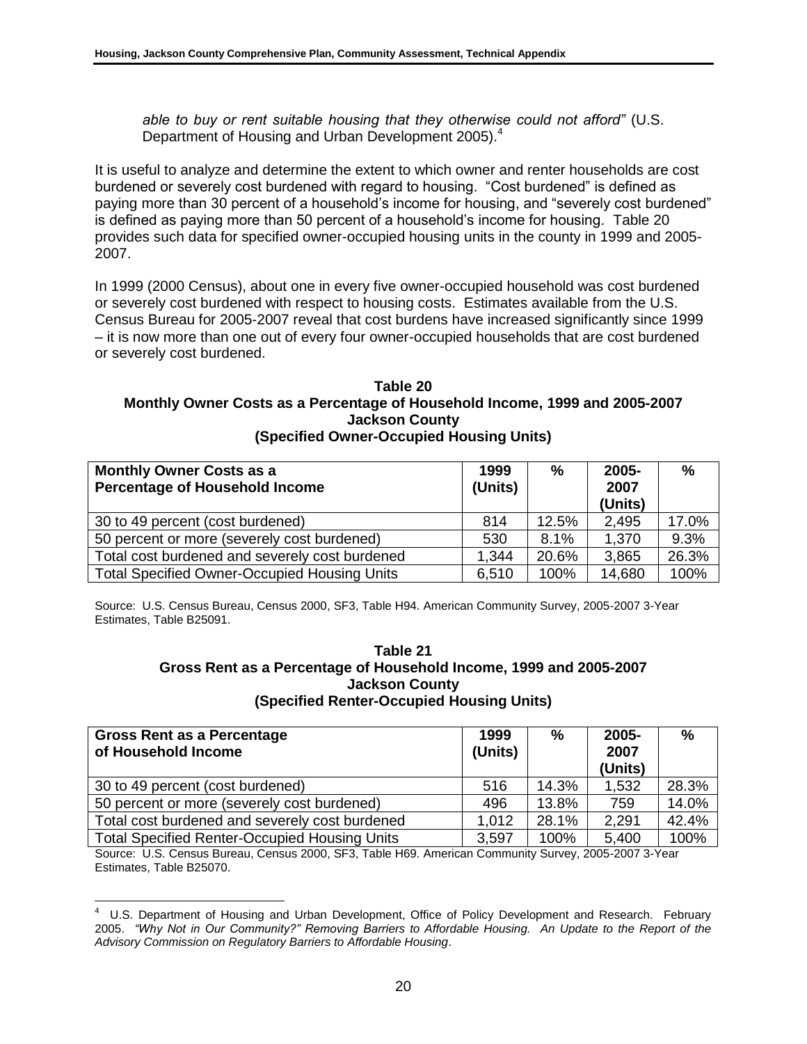*able to buy or rent suitable housing that they otherwise could not afford"* (U.S. Department of Housing and Urban Development 2005).[4]

It is useful to analyze and determine the extent to which owner and renter households are cost burdened or severely cost burdened with regard to housing. "Cost burdened" is defined as paying more than 30 percent of a household's income for housing, and "severely cost burdened" is defined as paying more than 50 percent of a household's income for housing. Table 20 provides such data for specified owner-occupied housing units in the county in 1999 and 2005-2007.

In 1999 (2000 Census), about one in every five owner-occupied household was cost burdened or severely cost burdened with respect to housing costs. Estimates available from the U.S. Census Bureau for 2005-2007 reveal that cost burdens have increased significantly since 1999 – it is now more than one out of every four owner-occupied households that are cost burdened or severely cost burdened.

**Table 20**
**Monthly Owner Costs as a Percentage of Household Income, 1999 and 2005-2007**
**Jackson County**
**(Specified Owner-Occupied Housing Units)**

| Monthly Owner Costs as a Percentage of Household Income | 1999 (Units) | % | 2005-2007 (Units) | % |
|---|---|---|---|---|
| 30 to 49 percent (cost burdened) | 814 | 12.5% | 2,495 | 17.0% |
| 50 percent or more (severely cost burdened) | 530 | 8.1% | 1,370 | 9.3% |
| Total cost burdened and severely cost burdened | 1,344 | 20.6% | 3,865 | 26.3% |
| Total Specified Owner-Occupied Housing Units | 6,510 | 100% | 14,680 | 100% |

Source: U.S. Census Bureau, Census 2000, SF3, Table H94. American Community Survey, 2005-2007 3-Year Estimates, Table B25091.

**Table 21**
**Gross Rent as a Percentage of Household Income, 1999 and 2005-2007**
**Jackson County**
**(Specified Renter-Occupied Housing Units)**

| Gross Rent as a Percentage of Household Income | 1999 (Units) | % | 2005-2007 (Units) | % |
|---|---|---|---|---|
| 30 to 49 percent (cost burdened) | 516 | 14.3% | 1,532 | 28.3% |
| 50 percent or more (severely cost burdened) | 496 | 13.8% | 759 | 14.0% |
| Total cost burdened and severely cost burdened | 1,012 | 28.1% | 2,291 | 42.4% |
| Total Specified Renter-Occupied Housing Units | 3,597 | 100% | 5,400 | 100% |

Source: U.S. Census Bureau, Census 2000, SF3, Table H69. American Community Survey, 2005-2007 3-Year Estimates, Table B25070.

---

[4] U.S. Department of Housing and Urban Development, Office of Policy Development and Research. February 2005. *"Why Not in Our Community?" Removing Barriers to Affordable Housing. An Update to the Report of the Advisory Commission on Regulatory Barriers to Affordable Housing*.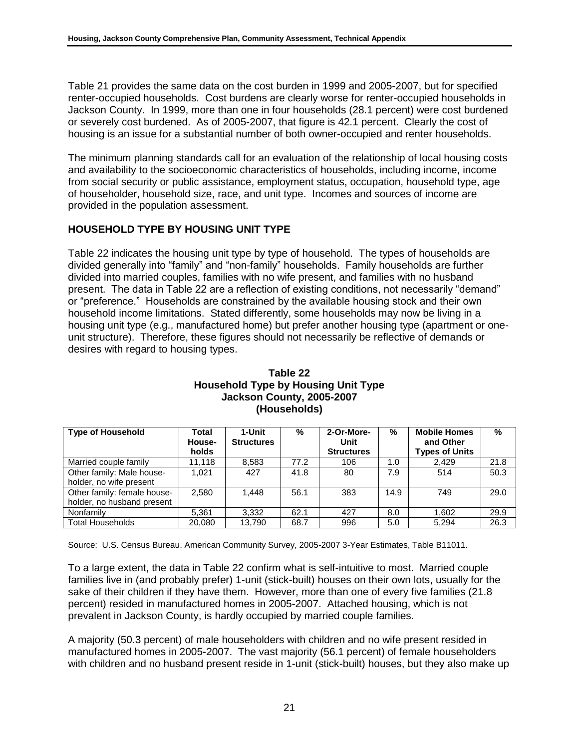Table 21 provides the same data on the cost burden in 1999 and 2005-2007, but for specified renter-occupied households. Cost burdens are clearly worse for renter-occupied households in Jackson County. In 1999, more than one in four households (28.1 percent) were cost burdened or severely cost burdened. As of 2005-2007, that figure is 42.1 percent. Clearly the cost of housing is an issue for a substantial number of both owner-occupied and renter households.

The minimum planning standards call for an evaluation of the relationship of local housing costs and availability to the socioeconomic characteristics of households, including income, income from social security or public assistance, employment status, occupation, household type, age of householder, household size, race, and unit type. Incomes and sources of income are provided in the population assessment.

## HOUSEHOLD TYPE BY HOUSING UNIT TYPE

Table 22 indicates the housing unit type by type of household. The types of households are divided generally into "family" and "non-family" households. Family households are further divided into married couples, families with no wife present, and families with no husband present. The data in Table 22 are a reflection of existing conditions, not necessarily "demand" or "preference." Households are constrained by the available housing stock and their own household income limitations. Stated differently, some households may now be living in a housing unit type (e.g., manufactured home) but prefer another housing type (apartment or one-unit structure). Therefore, these figures should not necessarily be reflective of demands or desires with regard to housing types.

**Table 22**
**Household Type by Housing Unit Type**
**Jackson County, 2005-2007**
**(Households)**

| Type of Household | Total House-holds | 1-Unit Structures | % | 2-Or-More-Unit Structures | % | Mobile Homes and Other Types of Units | % |
|---|---|---|---|---|---|---|---|
| Married couple family | 11,118 | 8,583 | 77.2 | 106 | 1.0 | 2,429 | 21.8 |
| Other family: Male house-holder, no wife present | 1,021 | 427 | 41.8 | 80 | 7.9 | 514 | 50.3 |
| Other family: female house-holder, no husband present | 2,580 | 1,448 | 56.1 | 383 | 14.9 | 749 | 29.0 |
| Nonfamily | 5,361 | 3,332 | 62.1 | 427 | 8.0 | 1,602 | 29.9 |
| Total Households | 20,080 | 13,790 | 68.7 | 996 | 5.0 | 5,294 | 26.3 |

Source: U.S. Census Bureau. American Community Survey, 2005-2007 3-Year Estimates, Table B11011.

To a large extent, the data in Table 22 confirm what is self-intuitive to most. Married couple families live in (and probably prefer) 1-unit (stick-built) houses on their own lots, usually for the sake of their children if they have them. However, more than one of every five families (21.8 percent) resided in manufactured homes in 2005-2007. Attached housing, which is not prevalent in Jackson County, is hardly occupied by married couple families.

A majority (50.3 percent) of male householders with children and no wife present resided in manufactured homes in 2005-2007. The vast majority (56.1 percent) of female householders with children and no husband present reside in 1-unit (stick-built) houses, but they also make up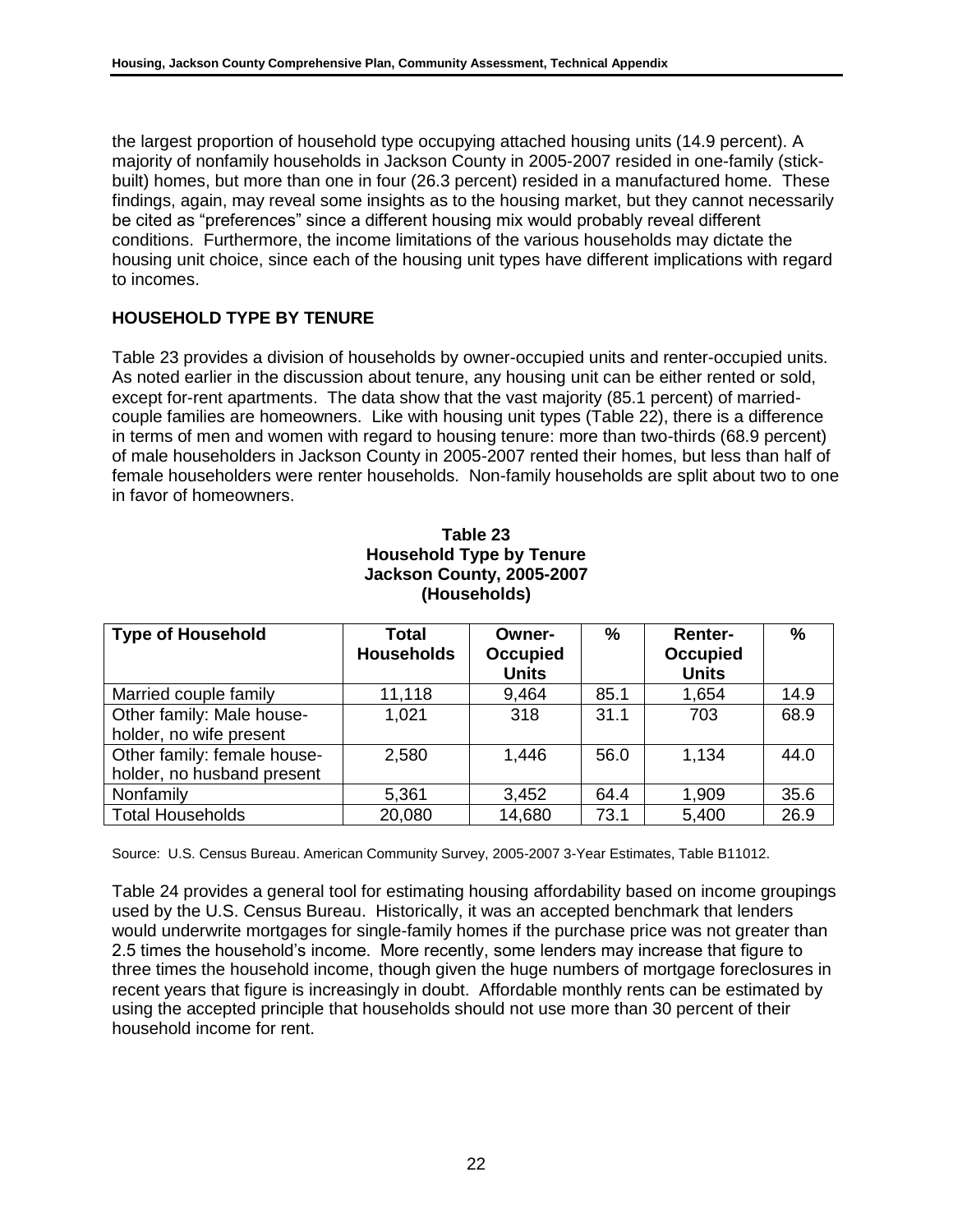the largest proportion of household type occupying attached housing units (14.9 percent). A majority of nonfamily households in Jackson County in 2005-2007 resided in one-family (stick-built) homes, but more than one in four (26.3 percent) resided in a manufactured home. These findings, again, may reveal some insights as to the housing market, but they cannot necessarily be cited as "preferences" since a different housing mix would probably reveal different conditions. Furthermore, the income limitations of the various households may dictate the housing unit choice, since each of the housing unit types have different implications with regard to incomes.

## HOUSEHOLD TYPE BY TENURE

Table 23 provides a division of households by owner-occupied units and renter-occupied units. As noted earlier in the discussion about tenure, any housing unit can be either rented or sold, except for-rent apartments. The data show that the vast majority (85.1 percent) of married-couple families are homeowners. Like with housing unit types (Table 22), there is a difference in terms of men and women with regard to housing tenure: more than two-thirds (68.9 percent) of male householders in Jackson County in 2005-2007 rented their homes, but less than half of female householders were renter households. Non-family households are split about two to one in favor of homeowners.

**Table 23**
**Household Type by Tenure**
**Jackson County, 2005-2007**
**(Households)**

| Type of Household | Total Households | Owner-Occupied Units | % | Renter-Occupied Units | % |
|---|---|---|---|---|---|
| Married couple family | 11,118 | 9,464 | 85.1 | 1,654 | 14.9 |
| Other family: Male house-holder, no wife present | 1,021 | 318 | 31.1 | 703 | 68.9 |
| Other family: female house-holder, no husband present | 2,580 | 1,446 | 56.0 | 1,134 | 44.0 |
| Nonfamily | 5,361 | 3,452 | 64.4 | 1,909 | 35.6 |
| Total Households | 20,080 | 14,680 | 73.1 | 5,400 | 26.9 |

Source: U.S. Census Bureau. American Community Survey, 2005-2007 3-Year Estimates, Table B11012.

Table 24 provides a general tool for estimating housing affordability based on income groupings used by the U.S. Census Bureau. Historically, it was an accepted benchmark that lenders would underwrite mortgages for single-family homes if the purchase price was not greater than 2.5 times the household's income. More recently, some lenders may increase that figure to three times the household income, though given the huge numbers of mortgage foreclosures in recent years that figure is increasingly in doubt. Affordable monthly rents can be estimated by using the accepted principle that households should not use more than 30 percent of their household income for rent.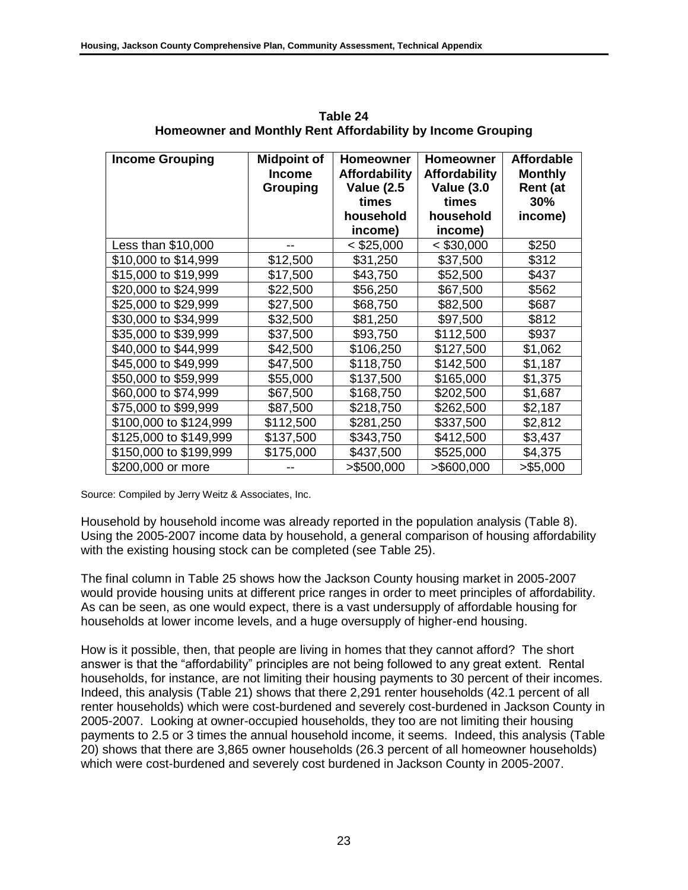**Table 24**
**Homeowner and Monthly Rent Affordability by Income Grouping**

| Income Grouping | Midpoint of Income Grouping | Homeowner Affordability Value (2.5 times household income) | Homeowner Affordability Value (3.0 times household income) | Affordable Monthly Rent (at 30% income) |
|---|---|---|---|---|
| Less than $10,000 | -- | < $25,000 | < $30,000 | $250 |
| $10,000 to $14,999 | $12,500 | $31,250 | $37,500 | $312 |
| $15,000 to $19,999 | $17,500 | $43,750 | $52,500 | $437 |
| $20,000 to $24,999 | $22,500 | $56,250 | $67,500 | $562 |
| $25,000 to $29,999 | $27,500 | $68,750 | $82,500 | $687 |
| $30,000 to $34,999 | $32,500 | $81,250 | $97,500 | $812 |
| $35,000 to $39,999 | $37,500 | $93,750 | $112,500 | $937 |
| $40,000 to $44,999 | $42,500 | $106,250 | $127,500 | $1,062 |
| $45,000 to $49,999 | $47,500 | $118,750 | $142,500 | $1,187 |
| $50,000 to $59,999 | $55,000 | $137,500 | $165,000 | $1,375 |
| $60,000 to $74,999 | $67,500 | $168,750 | $202,500 | $1,687 |
| $75,000 to $99,999 | $87,500 | $218,750 | $262,500 | $2,187 |
| $100,000 to $124,999 | $112,500 | $281,250 | $337,500 | $2,812 |
| $125,000 to $149,999 | $137,500 | $343,750 | $412,500 | $3,437 |
| $150,000 to $199,999 | $175,000 | $437,500 | $525,000 | $4,375 |
| $200,000 or more | -- | >$500,000 | >$600,000 | >$5,000 |

Source: Compiled by Jerry Weitz & Associates, Inc.

Household by household income was already reported in the population analysis (Table 8). Using the 2005-2007 income data by household, a general comparison of housing affordability with the existing housing stock can be completed (see Table 25).

The final column in Table 25 shows how the Jackson County housing market in 2005-2007 would provide housing units at different price ranges in order to meet principles of affordability. As can be seen, as one would expect, there is a vast undersupply of affordable housing for households at lower income levels, and a huge oversupply of higher-end housing.

How is it possible, then, that people are living in homes that they cannot afford? The short answer is that the "affordability" principles are not being followed to any great extent. Rental households, for instance, are not limiting their housing payments to 30 percent of their incomes. Indeed, this analysis (Table 21) shows that there 2,291 renter households (42.1 percent of all renter households) which were cost-burdened and severely cost-burdened in Jackson County in 2005-2007. Looking at owner-occupied households, they too are not limiting their housing payments to 2.5 or 3 times the annual household income, it seems. Indeed, this analysis (Table 20) shows that there are 3,865 owner households (26.3 percent of all homeowner households) which were cost-burdened and severely cost burdened in Jackson County in 2005-2007.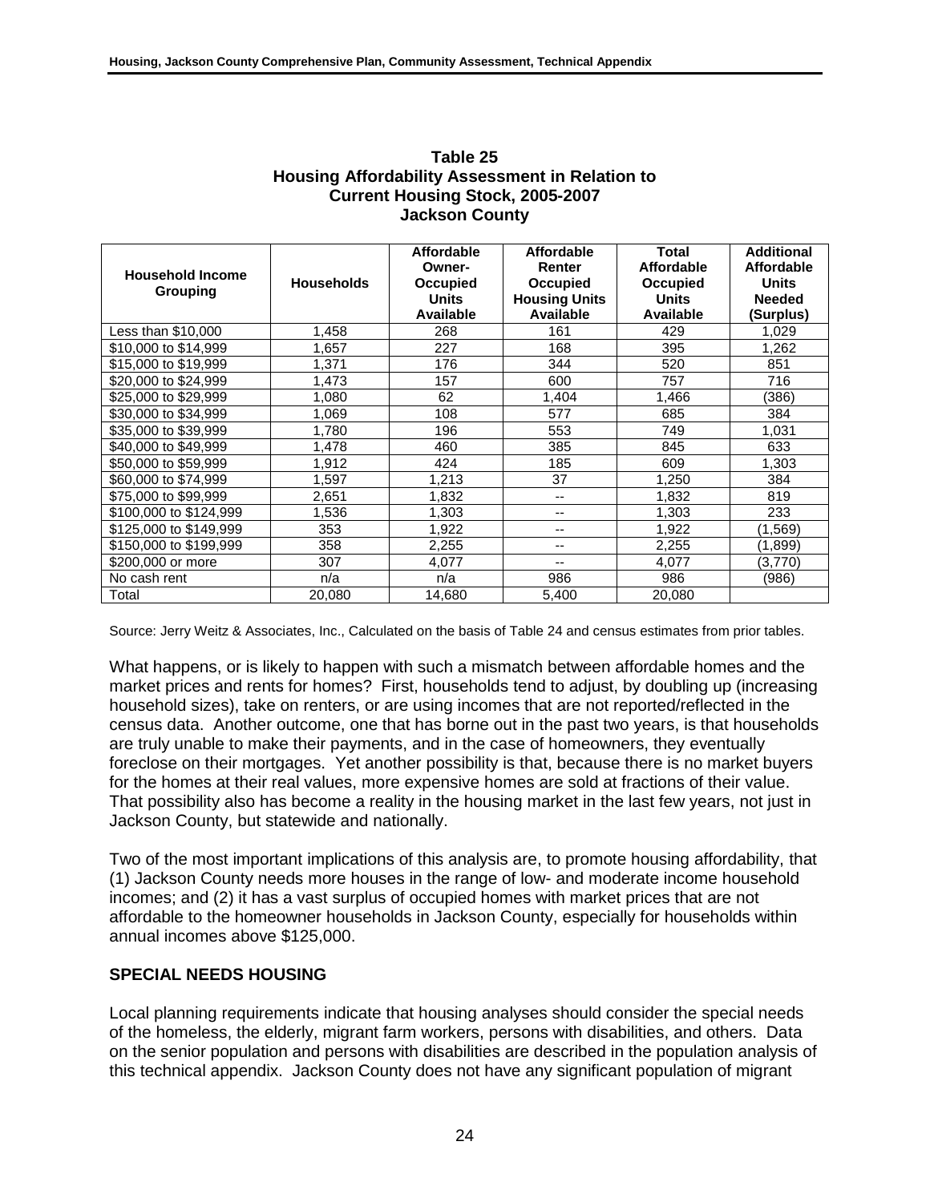**Table 25**
**Housing Affordability Assessment in Relation to Current Housing Stock, 2005-2007**
**Jackson County**

| Household Income Grouping | Households | Affordable Owner-Occupied Units Available | Affordable Renter Occupied Housing Units Available | Total Affordable Occupied Units Available | Additional Affordable Units Needed (Surplus) |
|---|---|---|---|---|---|
| Less than $10,000 | 1,458 | 268 | 161 | 429 | 1,029 |
| $10,000 to $14,999 | 1,657 | 227 | 168 | 395 | 1,262 |
| $15,000 to $19,999 | 1,371 | 176 | 344 | 520 | 851 |
| $20,000 to $24,999 | 1,473 | 157 | 600 | 757 | 716 |
| $25,000 to $29,999 | 1,080 | 62 | 1,404 | 1,466 | (386) |
| $30,000 to $34,999 | 1,069 | 108 | 577 | 685 | 384 |
| $35,000 to $39,999 | 1,780 | 196 | 553 | 749 | 1,031 |
| $40,000 to $49,999 | 1,478 | 460 | 385 | 845 | 633 |
| $50,000 to $59,999 | 1,912 | 424 | 185 | 609 | 1,303 |
| $60,000 to $74,999 | 1,597 | 1,213 | 37 | 1,250 | 384 |
| $75,000 to $99,999 | 2,651 | 1,832 | -- | 1,832 | 819 |
| $100,000 to $124,999 | 1,536 | 1,303 | -- | 1,303 | 233 |
| $125,000 to $149,999 | 353 | 1,922 | -- | 1,922 | (1,569) |
| $150,000 to $199,999 | 358 | 2,255 | -- | 2,255 | (1,899) |
| $200,000 or more | 307 | 4,077 | -- | 4,077 | (3,770) |
| No cash rent | n/a | n/a | 986 | 986 | (986) |
| Total | 20,080 | 14,680 | 5,400 | 20,080 | |

Source: Jerry Weitz & Associates, Inc., Calculated on the basis of Table 24 and census estimates from prior tables.

What happens, or is likely to happen with such a mismatch between affordable homes and the market prices and rents for homes? First, households tend to adjust, by doubling up (increasing household sizes), take on renters, or are using incomes that are not reported/reflected in the census data. Another outcome, one that has borne out in the past two years, is that households are truly unable to make their payments, and in the case of homeowners, they eventually foreclose on their mortgages. Yet another possibility is that, because there is no market buyers for the homes at their real values, more expensive homes are sold at fractions of their value. That possibility also has become a reality in the housing market in the last few years, not just in Jackson County, but statewide and nationally.

Two of the most important implications of this analysis are, to promote housing affordability, that (1) Jackson County needs more houses in the range of low- and moderate income household incomes; and (2) it has a vast surplus of occupied homes with market prices that are not affordable to the homeowner households in Jackson County, especially for households within annual incomes above $125,000.

## SPECIAL NEEDS HOUSING

Local planning requirements indicate that housing analyses should consider the special needs of the homeless, the elderly, migrant farm workers, persons with disabilities, and others. Data on the senior population and persons with disabilities are described in the population analysis of this technical appendix. Jackson County does not have any significant population of migrant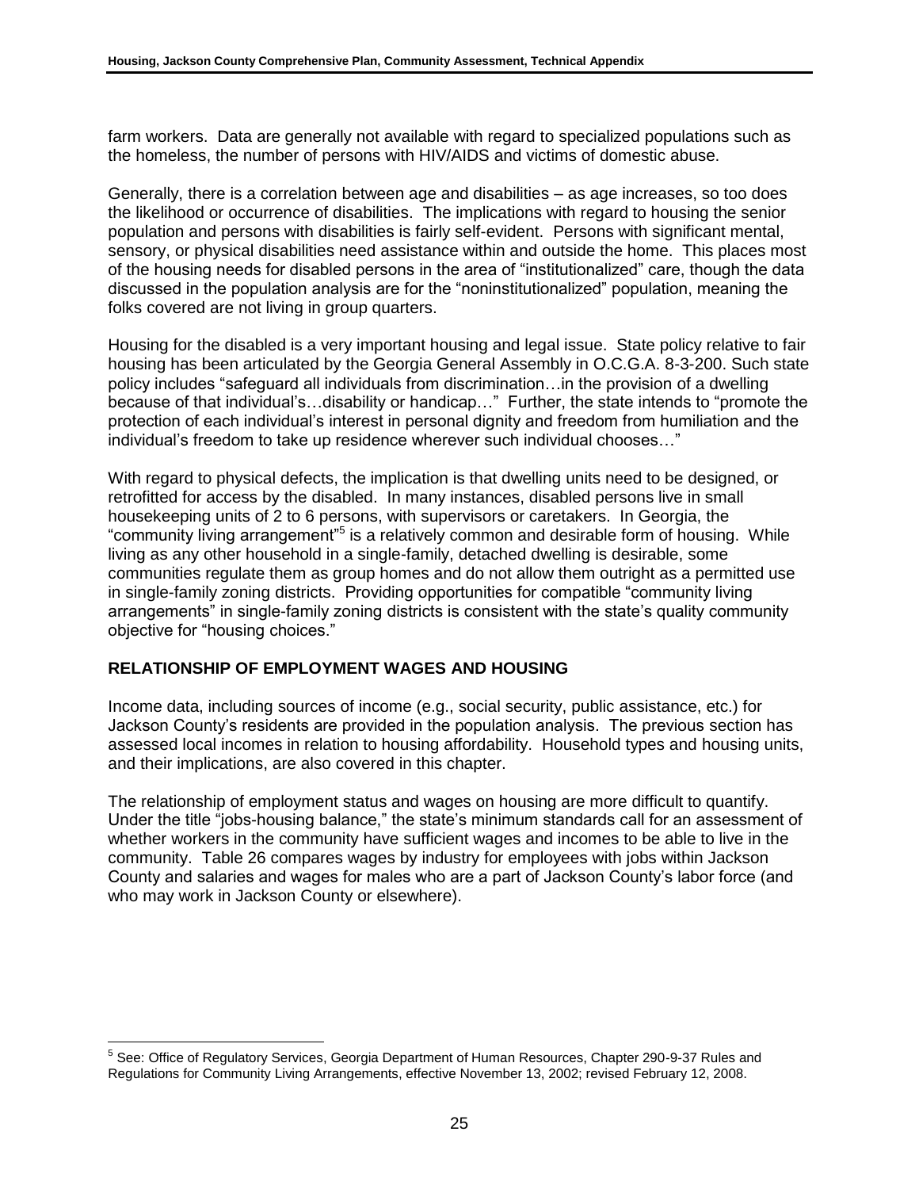farm workers. Data are generally not available with regard to specialized populations such as the homeless, the number of persons with HIV/AIDS and victims of domestic abuse.

Generally, there is a correlation between age and disabilities – as age increases, so too does the likelihood or occurrence of disabilities. The implications with regard to housing the senior population and persons with disabilities is fairly self-evident. Persons with significant mental, sensory, or physical disabilities need assistance within and outside the home. This places most of the housing needs for disabled persons in the area of "institutionalized" care, though the data discussed in the population analysis are for the "noninstitutionalized" population, meaning the folks covered are not living in group quarters.

Housing for the disabled is a very important housing and legal issue. State policy relative to fair housing has been articulated by the Georgia General Assembly in O.C.G.A. 8-3-200. Such state policy includes "safeguard all individuals from discrimination…in the provision of a dwelling because of that individual's…disability or handicap…" Further, the state intends to "promote the protection of each individual's interest in personal dignity and freedom from humiliation and the individual's freedom to take up residence wherever such individual chooses…"

With regard to physical defects, the implication is that dwelling units need to be designed, or retrofitted for access by the disabled. In many instances, disabled persons live in small housekeeping units of 2 to 6 persons, with supervisors or caretakers. In Georgia, the "community living arrangement"[5] is a relatively common and desirable form of housing. While living as any other household in a single-family, detached dwelling is desirable, some communities regulate them as group homes and do not allow them outright as a permitted use in single-family zoning districts. Providing opportunities for compatible "community living arrangements" in single-family zoning districts is consistent with the state's quality community objective for "housing choices."

## RELATIONSHIP OF EMPLOYMENT WAGES AND HOUSING

Income data, including sources of income (e.g., social security, public assistance, etc.) for Jackson County's residents are provided in the population analysis. The previous section has assessed local incomes in relation to housing affordability. Household types and housing units, and their implications, are also covered in this chapter.

The relationship of employment status and wages on housing are more difficult to quantify. Under the title "jobs-housing balance," the state's minimum standards call for an assessment of whether workers in the community have sufficient wages and incomes to be able to live in the community. Table 26 compares wages by industry for employees with jobs within Jackson County and salaries and wages for males who are a part of Jackson County's labor force (and who may work in Jackson County or elsewhere).

---

[5] See: Office of Regulatory Services, Georgia Department of Human Resources, Chapter 290-9-37 Rules and Regulations for Community Living Arrangements, effective November 13, 2002; revised February 12, 2008.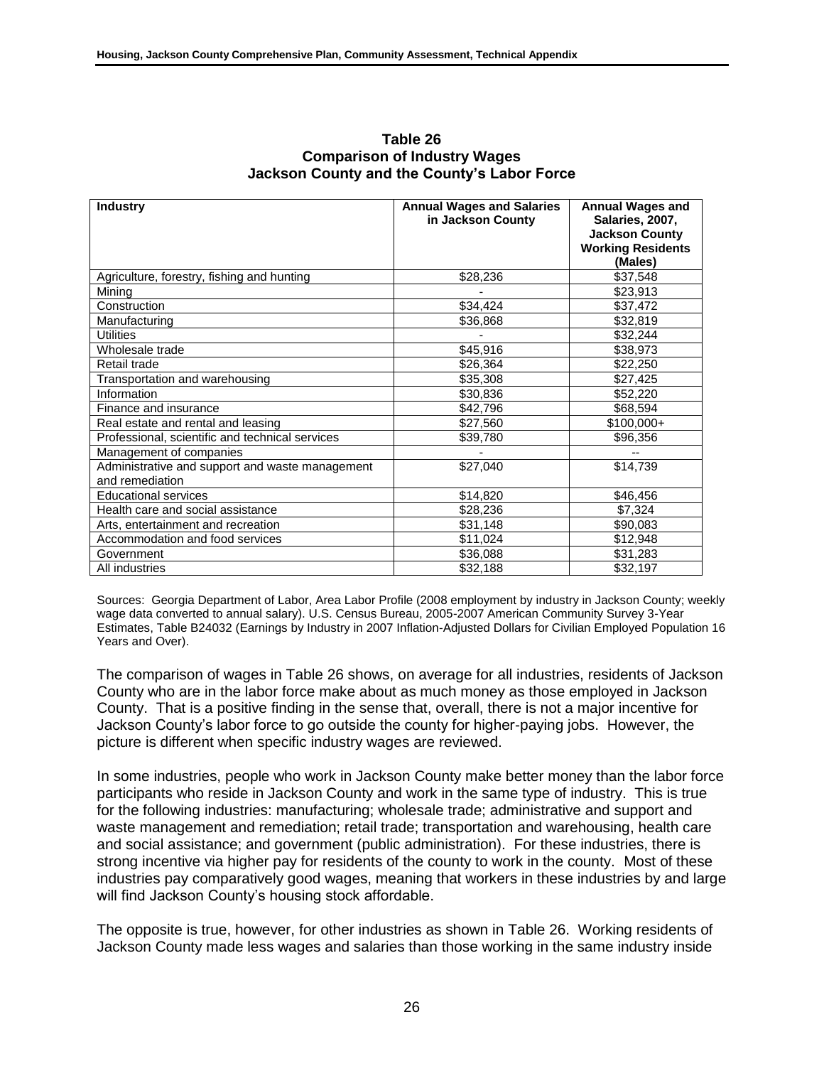**Table 26**
**Comparison of Industry Wages**
**Jackson County and the County's Labor Force**

| Industry | Annual Wages and Salaries in Jackson County | Annual Wages and Salaries, 2007, Jackson County Working Residents (Males) |
|---|---|---|
| Agriculture, forestry, fishing and hunting | $28,236 | $37,548 |
| Mining | - | $23,913 |
| Construction | $34,424 | $37,472 |
| Manufacturing | $36,868 | $32,819 |
| Utilities | - | $32,244 |
| Wholesale trade | $45,916 | $38,973 |
| Retail trade | $26,364 | $22,250 |
| Transportation and warehousing | $35,308 | $27,425 |
| Information | $30,836 | $52,220 |
| Finance and insurance | $42,796 | $68,594 |
| Real estate and rental and leasing | $27,560 | $100,000+ |
| Professional, scientific and technical services | $39,780 | $96,356 |
| Management of companies | - | -- |
| Administrative and support and waste management and remediation | $27,040 | $14,739 |
| Educational services | $14,820 | $46,456 |
| Health care and social assistance | $28,236 | $7,324 |
| Arts, entertainment and recreation | $31,148 | $90,083 |
| Accommodation and food services | $11,024 | $12,948 |
| Government | $36,088 | $31,283 |
| All industries | $32,188 | $32,197 |

Sources: Georgia Department of Labor, Area Labor Profile (2008 employment by industry in Jackson County; weekly wage data converted to annual salary). U.S. Census Bureau, 2005-2007 American Community Survey 3-Year Estimates, Table B24032 (Earnings by Industry in 2007 Inflation-Adjusted Dollars for Civilian Employed Population 16 Years and Over).

The comparison of wages in Table 26 shows, on average for all industries, residents of Jackson County who are in the labor force make about as much money as those employed in Jackson County. That is a positive finding in the sense that, overall, there is not a major incentive for Jackson County's labor force to go outside the county for higher-paying jobs. However, the picture is different when specific industry wages are reviewed.

In some industries, people who work in Jackson County make better money than the labor force participants who reside in Jackson County and work in the same type of industry. This is true for the following industries: manufacturing; wholesale trade; administrative and support and waste management and remediation; retail trade; transportation and warehousing, health care and social assistance; and government (public administration). For these industries, there is strong incentive via higher pay for residents of the county to work in the county. Most of these industries pay comparatively good wages, meaning that workers in these industries by and large will find Jackson County's housing stock affordable.

The opposite is true, however, for other industries as shown in Table 26. Working residents of Jackson County made less wages and salaries than those working in the same industry inside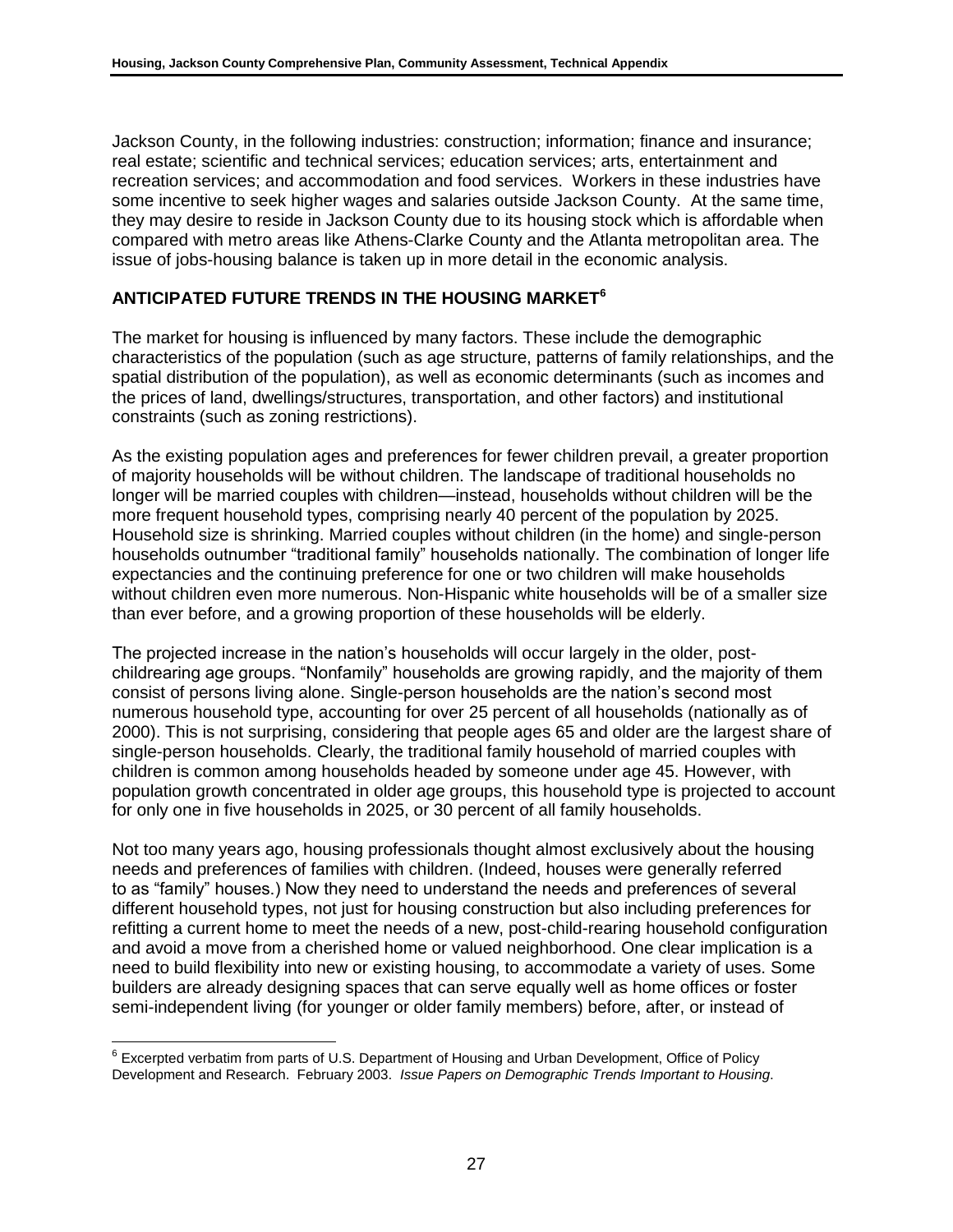Jackson County, in the following industries: construction; information; finance and insurance; real estate; scientific and technical services; education services; arts, entertainment and recreation services; and accommodation and food services. Workers in these industries have some incentive to seek higher wages and salaries outside Jackson County. At the same time, they may desire to reside in Jackson County due to its housing stock which is affordable when compared with metro areas like Athens-Clarke County and the Atlanta metropolitan area. The issue of jobs-housing balance is taken up in more detail in the economic analysis.

## ANTICIPATED FUTURE TRENDS IN THE HOUSING MARKET[6]

The market for housing is influenced by many factors. These include the demographic characteristics of the population (such as age structure, patterns of family relationships, and the spatial distribution of the population), as well as economic determinants (such as incomes and the prices of land, dwellings/structures, transportation, and other factors) and institutional constraints (such as zoning restrictions).

As the existing population ages and preferences for fewer children prevail, a greater proportion of majority households will be without children. The landscape of traditional households no longer will be married couples with children—instead, households without children will be the more frequent household types, comprising nearly 40 percent of the population by 2025. Household size is shrinking. Married couples without children (in the home) and single-person households outnumber "traditional family" households nationally. The combination of longer life expectancies and the continuing preference for one or two children will make households without children even more numerous. Non-Hispanic white households will be of a smaller size than ever before, and a growing proportion of these households will be elderly.

The projected increase in the nation's households will occur largely in the older, post-childrearing age groups. "Nonfamily" households are growing rapidly, and the majority of them consist of persons living alone. Single-person households are the nation's second most numerous household type, accounting for over 25 percent of all households (nationally as of 2000). This is not surprising, considering that people ages 65 and older are the largest share of single-person households. Clearly, the traditional family household of married couples with children is common among households headed by someone under age 45. However, with population growth concentrated in older age groups, this household type is projected to account for only one in five households in 2025, or 30 percent of all family households.

Not too many years ago, housing professionals thought almost exclusively about the housing needs and preferences of families with children. (Indeed, houses were generally referred to as "family" houses.) Now they need to understand the needs and preferences of several different household types, not just for housing construction but also including preferences for refitting a current home to meet the needs of a new, post-child-rearing household configuration and avoid a move from a cherished home or valued neighborhood. One clear implication is a need to build flexibility into new or existing housing, to accommodate a variety of uses. Some builders are already designing spaces that can serve equally well as home offices or foster semi-independent living (for younger or older family members) before, after, or instead of

---

[6] Excerpted verbatim from parts of U.S. Department of Housing and Urban Development, Office of Policy Development and Research. February 2003. *Issue Papers on Demographic Trends Important to Housing*.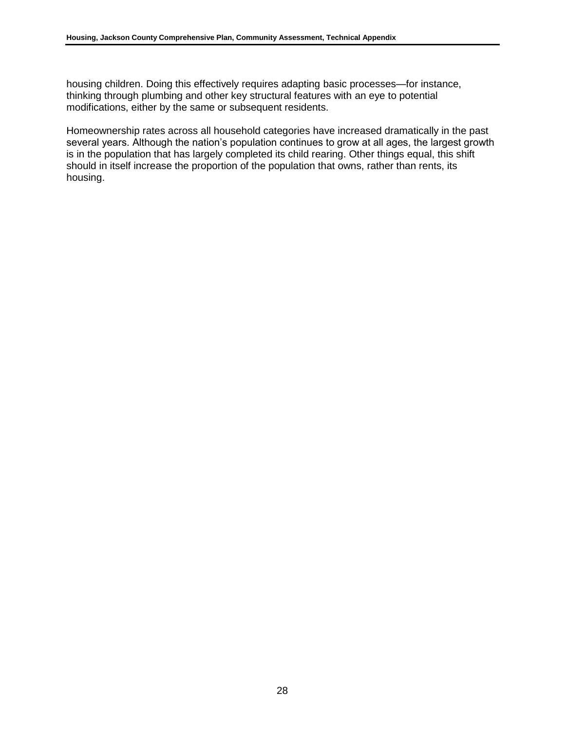housing children. Doing this effectively requires adapting basic processes—for instance, thinking through plumbing and other key structural features with an eye to potential modifications, either by the same or subsequent residents.

Homeownership rates across all household categories have increased dramatically in the past several years. Although the nation's population continues to grow at all ages, the largest growth is in the population that has largely completed its child rearing. Other things equal, this shift should in itself increase the proportion of the population that owns, rather than rents, its housing.